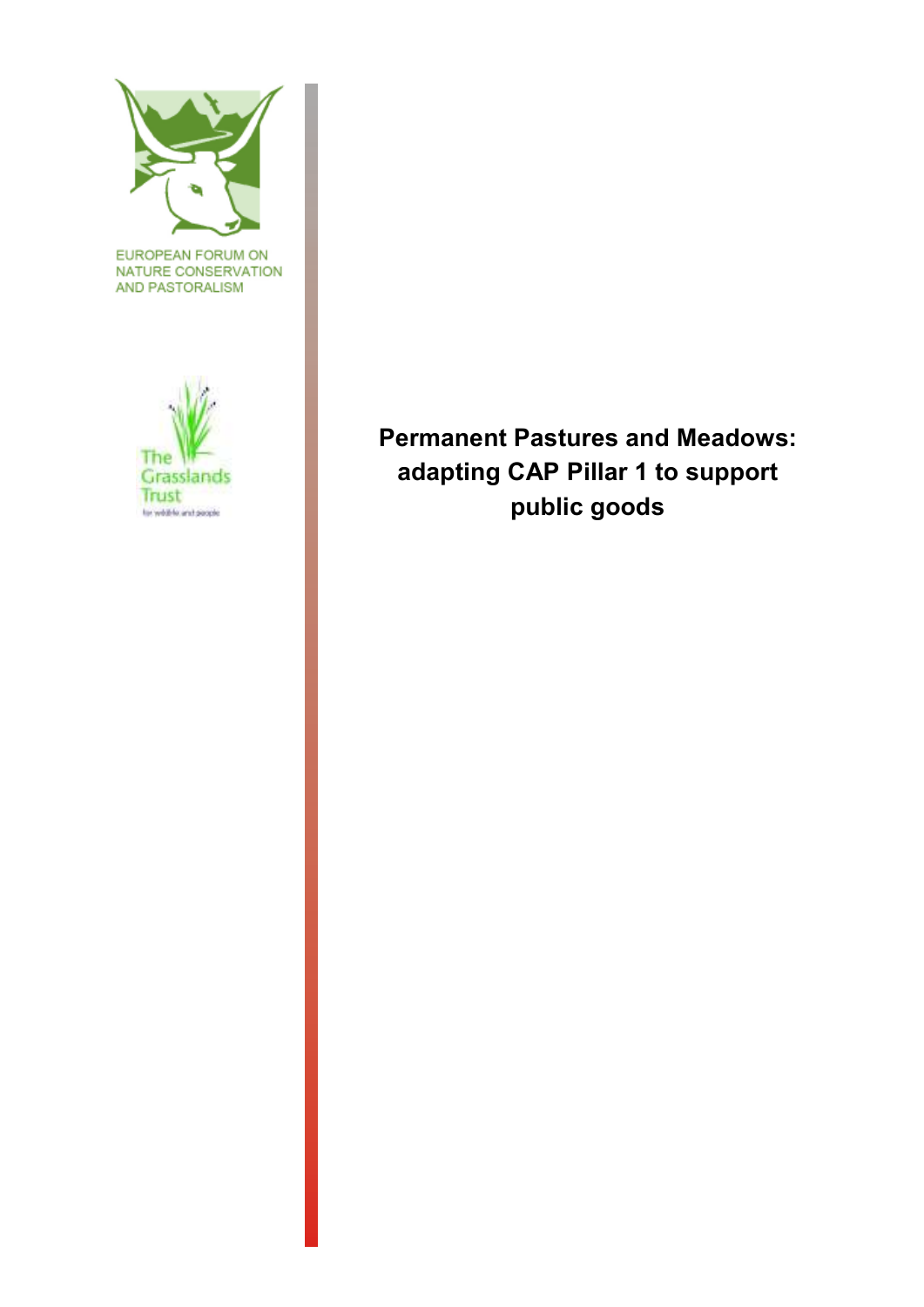EUROPEAN FORUM ON NATURE CONSERVATION AND PASTORALISM

The Grasslands Trust

for wildlife and people

# Permanent Pastures and Meadows: adapting CAP Pillar 1 to support public goods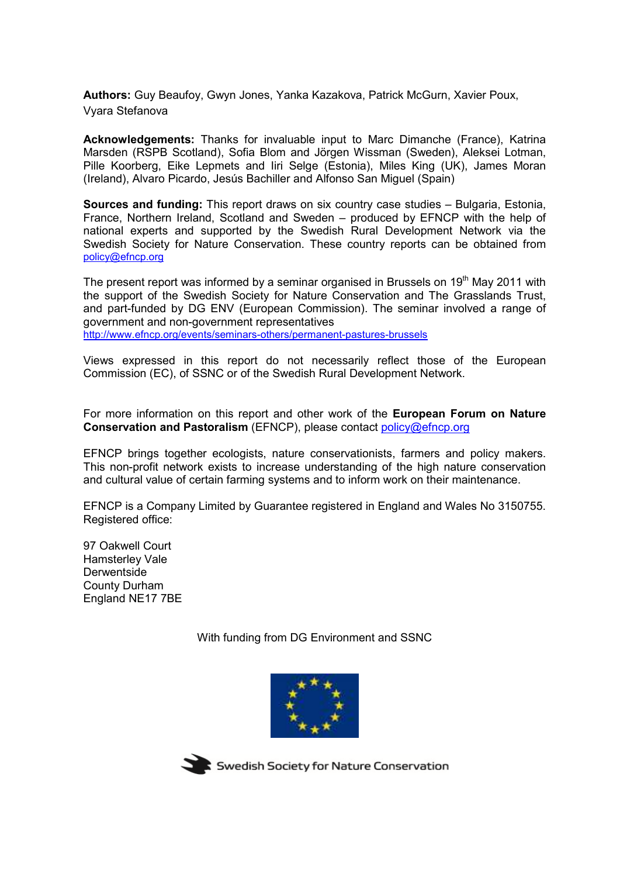**Authors:** Guy Beaufoy, Gwyn Jones, Yanka Kazakova, Patrick McGurn, Xavier Poux, Vyara Stefanova

**Acknowledgements:** Thanks for invaluable input to Marc Dimanche (France), Katrina Marsden (RSPB Scotland), Sofia Blom and Jörgen Wissman (Sweden), Aleksei Lotman, Pille Koorberg, Eike Lepmets and Iiri Selge (Estonia), Miles King (UK), James Moran (Ireland), Alvaro Picardo, Jesús Bachiller and Alfonso San Miguel (Spain)

**Sources and funding:** This report draws on six country case studies – Bulgaria, Estonia, France, Northern Ireland, Scotland and Sweden – produced by EFNCP with the help of national experts and supported by the Swedish Rural Development Network via the Swedish Society for Nature Conservation. These country reports can be obtained from policy@efncp.org

The present report was informed by a seminar organised in Brussels on 19th May 2011 with the support of the Swedish Society for Nature Conservation and The Grasslands Trust, and part-funded by DG ENV (European Commission). The seminar involved a range of government and non-government representatives
http://www.efncp.org/events/seminars-others/permanent-pastures-brussels

Views expressed in this report do not necessarily reflect those of the European Commission (EC), of SSNC or of the Swedish Rural Development Network.

For more information on this report and other work of the **European Forum on Nature Conservation and Pastoralism** (EFNCP), please contact policy@efncp.org

EFNCP brings together ecologists, nature conservationists, farmers and policy makers. This non-profit network exists to increase understanding of the high nature conservation and cultural value of certain farming systems and to inform work on their maintenance.

EFNCP is a Company Limited by Guarantee registered in England and Wales No 3150755. Registered office:

97 Oakwell Court
Hamsterley Vale
Derwentside
County Durham
England NE17 7BE

With funding from DG Environment and SSNC

Swedish Society for Nature Conservation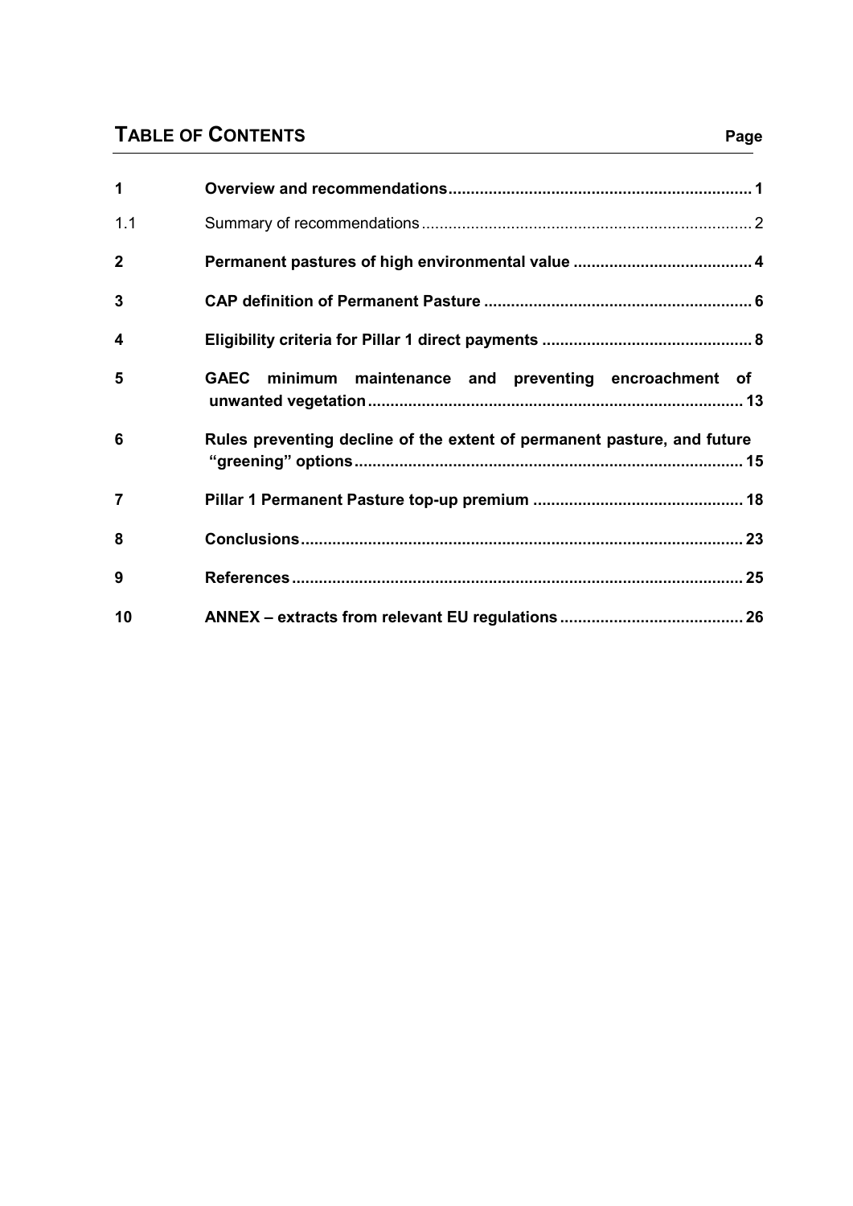## TABLE OF CONTENTS

| | | Page |
|---|---|---|
| **1** | **Overview and recommendations** | **1** |
| 1.1 | Summary of recommendations | 2 |
| **2** | **Permanent pastures of high environmental value** | **4** |
| **3** | **CAP definition of Permanent Pasture** | **6** |
| **4** | **Eligibility criteria for Pillar 1 direct payments** | **8** |
| **5** | **GAEC minimum maintenance and preventing encroachment of unwanted vegetation** | **13** |
| **6** | **Rules preventing decline of the extent of permanent pasture, and future "greening" options** | **15** |
| **7** | **Pillar 1 Permanent Pasture top-up premium** | **18** |
| **8** | **Conclusions** | **23** |
| **9** | **References** | **25** |
| **10** | **ANNEX – extracts from relevant EU regulations** | **26** |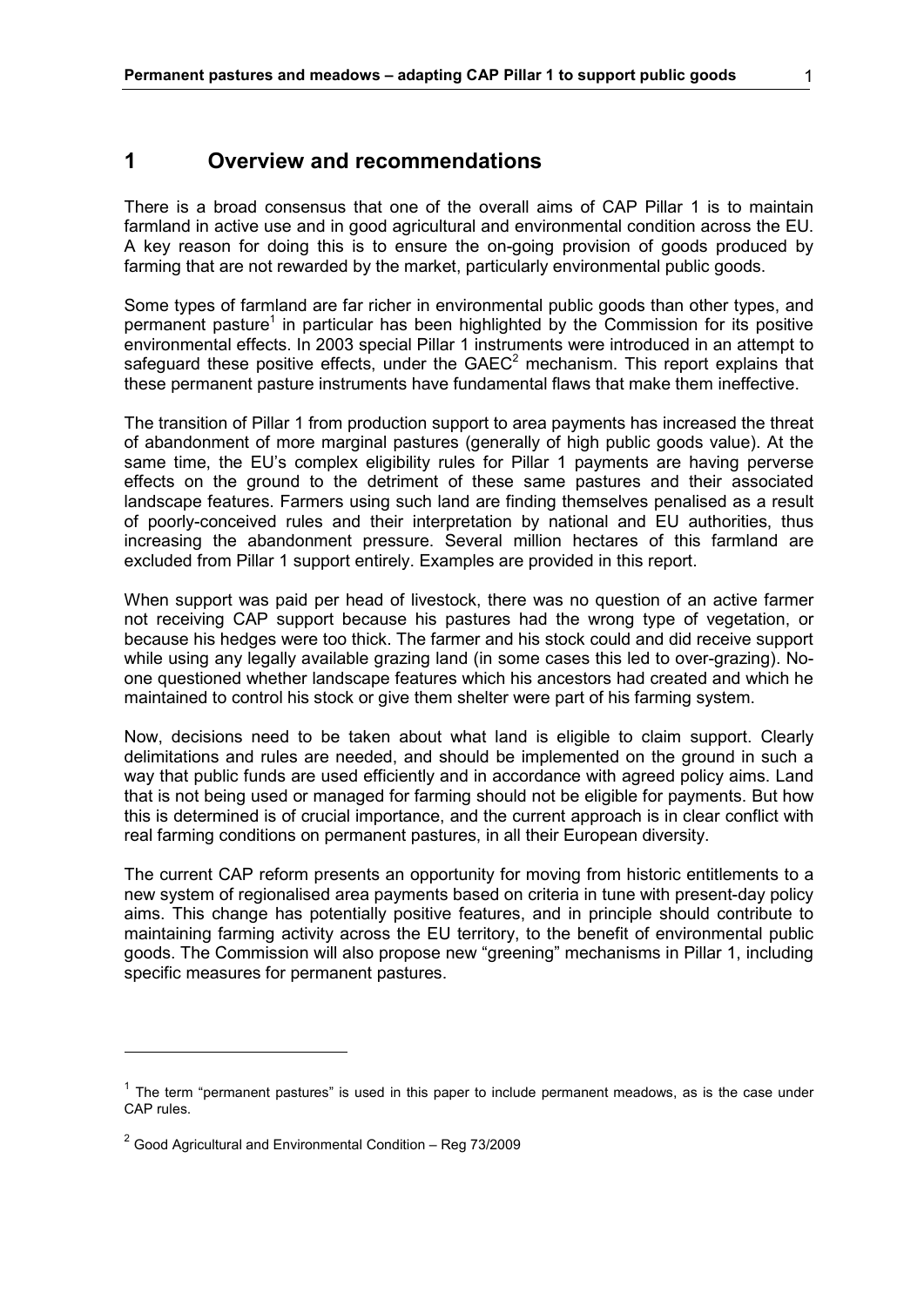# 1 Overview and recommendations

There is a broad consensus that one of the overall aims of CAP Pillar 1 is to maintain farmland in active use and in good agricultural and environmental condition across the EU. A key reason for doing this is to ensure the on-going provision of goods produced by farming that are not rewarded by the market, particularly environmental public goods.

Some types of farmland are far richer in environmental public goods than other types, and permanent pasture[1] in particular has been highlighted by the Commission for its positive environmental effects. In 2003 special Pillar 1 instruments were introduced in an attempt to safeguard these positive effects, under the GAEC[2] mechanism. This report explains that these permanent pasture instruments have fundamental flaws that make them ineffective.

The transition of Pillar 1 from production support to area payments has increased the threat of abandonment of more marginal pastures (generally of high public goods value). At the same time, the EU's complex eligibility rules for Pillar 1 payments are having perverse effects on the ground to the detriment of these same pastures and their associated landscape features. Farmers using such land are finding themselves penalised as a result of poorly-conceived rules and their interpretation by national and EU authorities, thus increasing the abandonment pressure. Several million hectares of this farmland are excluded from Pillar 1 support entirely. Examples are provided in this report.

When support was paid per head of livestock, there was no question of an active farmer not receiving CAP support because his pastures had the wrong type of vegetation, or because his hedges were too thick. The farmer and his stock could and did receive support while using any legally available grazing land (in some cases this led to over-grazing). No-one questioned whether landscape features which his ancestors had created and which he maintained to control his stock or give them shelter were part of his farming system.

Now, decisions need to be taken about what land is eligible to claim support. Clearly delimitations and rules are needed, and should be implemented on the ground in such a way that public funds are used efficiently and in accordance with agreed policy aims. Land that is not being used or managed for farming should not be eligible for payments. But how this is determined is of crucial importance, and the current approach is in clear conflict with real farming conditions on permanent pastures, in all their European diversity.

The current CAP reform presents an opportunity for moving from historic entitlements to a new system of regionalised area payments based on criteria in tune with present-day policy aims. This change has potentially positive features, and in principle should contribute to maintaining farming activity across the EU territory, to the benefit of environmental public goods. The Commission will also propose new "greening" mechanisms in Pillar 1, including specific measures for permanent pastures.

---

[1] The term "permanent pastures" is used in this paper to include permanent meadows, as is the case under CAP rules.

[2] Good Agricultural and Environmental Condition – Reg 73/2009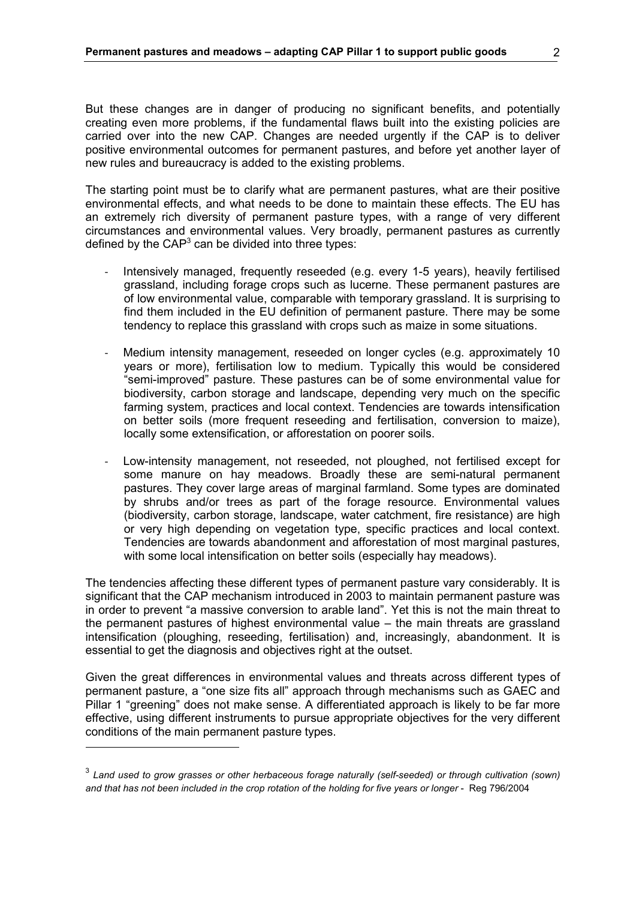But these changes are in danger of producing no significant benefits, and potentially creating even more problems, if the fundamental flaws built into the existing policies are carried over into the new CAP. Changes are needed urgently if the CAP is to deliver positive environmental outcomes for permanent pastures, and before yet another layer of new rules and bureaucracy is added to the existing problems.

The starting point must be to clarify what are permanent pastures, what are their positive environmental effects, and what needs to be done to maintain these effects. The EU has an extremely rich diversity of permanent pasture types, with a range of very different circumstances and environmental values. Very broadly, permanent pastures as currently defined by the CAP[3] can be divided into three types:

- Intensively managed, frequently reseeded (e.g. every 1-5 years), heavily fertilised grassland, including forage crops such as lucerne. These permanent pastures are of low environmental value, comparable with temporary grassland. It is surprising to find them included in the EU definition of permanent pasture. There may be some tendency to replace this grassland with crops such as maize in some situations.
- Medium intensity management, reseeded on longer cycles (e.g. approximately 10 years or more), fertilisation low to medium. Typically this would be considered "semi-improved" pasture. These pastures can be of some environmental value for biodiversity, carbon storage and landscape, depending very much on the specific farming system, practices and local context. Tendencies are towards intensification on better soils (more frequent reseeding and fertilisation, conversion to maize), locally some extensification, or afforestation on poorer soils.
- Low-intensity management, not reseeded, not ploughed, not fertilised except for some manure on hay meadows. Broadly these are semi-natural permanent pastures. They cover large areas of marginal farmland. Some types are dominated by shrubs and/or trees as part of the forage resource. Environmental values (biodiversity, carbon storage, landscape, water catchment, fire resistance) are high or very high depending on vegetation type, specific practices and local context. Tendencies are towards abandonment and afforestation of most marginal pastures, with some local intensification on better soils (especially hay meadows).

The tendencies affecting these different types of permanent pasture vary considerably. It is significant that the CAP mechanism introduced in 2003 to maintain permanent pasture was in order to prevent "a massive conversion to arable land". Yet this is not the main threat to the permanent pastures of highest environmental value – the main threats are grassland intensification (ploughing, reseeding, fertilisation) and, increasingly, abandonment. It is essential to get the diagnosis and objectives right at the outset.

Given the great differences in environmental values and threats across different types of permanent pasture, a "one size fits all" approach through mechanisms such as GAEC and Pillar 1 "greening" does not make sense. A differentiated approach is likely to be far more effective, using different instruments to pursue appropriate objectives for the very different conditions of the main permanent pasture types.

---

[3] *Land used to grow grasses or other herbaceous forage naturally (self-seeded) or through cultivation (sown) and that has not been included in the crop rotation of the holding for five years or longer* - Reg 796/2004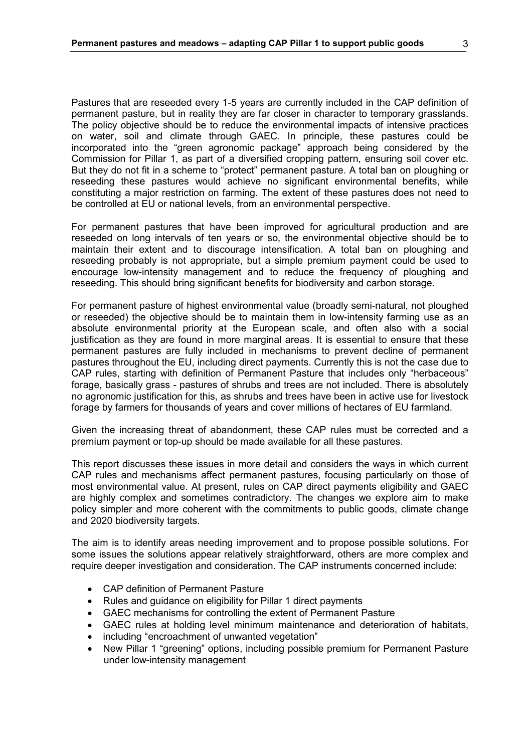Pastures that are reseeded every 1-5 years are currently included in the CAP definition of permanent pasture, but in reality they are far closer in character to temporary grasslands. The policy objective should be to reduce the environmental impacts of intensive practices on water, soil and climate through GAEC. In principle, these pastures could be incorporated into the "green agronomic package" approach being considered by the Commission for Pillar 1, as part of a diversified cropping pattern, ensuring soil cover etc. But they do not fit in a scheme to "protect" permanent pasture. A total ban on ploughing or reseeding these pastures would achieve no significant environmental benefits, while constituting a major restriction on farming. The extent of these pastures does not need to be controlled at EU or national levels, from an environmental perspective.

For permanent pastures that have been improved for agricultural production and are reseeded on long intervals of ten years or so, the environmental objective should be to maintain their extent and to discourage intensification. A total ban on ploughing and reseeding probably is not appropriate, but a simple premium payment could be used to encourage low-intensity management and to reduce the frequency of ploughing and reseeding. This should bring significant benefits for biodiversity and carbon storage.

For permanent pasture of highest environmental value (broadly semi-natural, not ploughed or reseeded) the objective should be to maintain them in low-intensity farming use as an absolute environmental priority at the European scale, and often also with a social justification as they are found in more marginal areas. It is essential to ensure that these permanent pastures are fully included in mechanisms to prevent decline of permanent pastures throughout the EU, including direct payments. Currently this is not the case due to CAP rules, starting with definition of Permanent Pasture that includes only "herbaceous" forage, basically grass - pastures of shrubs and trees are not included. There is absolutely no agronomic justification for this, as shrubs and trees have been in active use for livestock forage by farmers for thousands of years and cover millions of hectares of EU farmland.

Given the increasing threat of abandonment, these CAP rules must be corrected and a premium payment or top-up should be made available for all these pastures.

This report discusses these issues in more detail and considers the ways in which current CAP rules and mechanisms affect permanent pastures, focusing particularly on those of most environmental value. At present, rules on CAP direct payments eligibility and GAEC are highly complex and sometimes contradictory. The changes we explore aim to make policy simpler and more coherent with the commitments to public goods, climate change and 2020 biodiversity targets.

The aim is to identify areas needing improvement and to propose possible solutions. For some issues the solutions appear relatively straightforward, others are more complex and require deeper investigation and consideration. The CAP instruments concerned include:

- CAP definition of Permanent Pasture
- Rules and guidance on eligibility for Pillar 1 direct payments
- GAEC mechanisms for controlling the extent of Permanent Pasture
- GAEC rules at holding level minimum maintenance and deterioration of habitats,
- including "encroachment of unwanted vegetation"
- New Pillar 1 "greening" options, including possible premium for Permanent Pasture under low-intensity management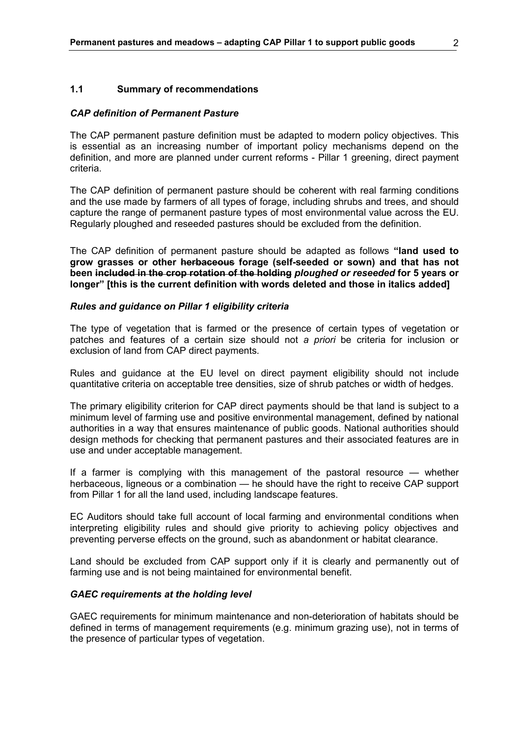### 1.1 Summary of recommendations

#### *CAP definition of Permanent Pasture*

The CAP permanent pasture definition must be adapted to modern policy objectives. This is essential as an increasing number of important policy mechanisms depend on the definition, and more are planned under current reforms - Pillar 1 greening, direct payment criteria.

The CAP definition of permanent pasture should be coherent with real farming conditions and the use made by farmers of all types of forage, including shrubs and trees, and should capture the range of permanent pasture types of most environmental value across the EU. Regularly ploughed and reseeded pastures should be excluded from the definition.

The CAP definition of permanent pasture should be adapted as follows **"land used to grow grasses or other ~~herbaceous~~ forage (self-seeded or sown) and that has not been ~~included in the crop rotation of the holding~~ *ploughed or reseeded* for 5 years or longer" [this is the current definition with words deleted and those in italics added]**

#### *Rules and guidance on Pillar 1 eligibility criteria*

The type of vegetation that is farmed or the presence of certain types of vegetation or patches and features of a certain size should not *a priori* be criteria for inclusion or exclusion of land from CAP direct payments.

Rules and guidance at the EU level on direct payment eligibility should not include quantitative criteria on acceptable tree densities, size of shrub patches or width of hedges.

The primary eligibility criterion for CAP direct payments should be that land is subject to a minimum level of farming use and positive environmental management, defined by national authorities in a way that ensures maintenance of public goods. National authorities should design methods for checking that permanent pastures and their associated features are in use and under acceptable management.

If a farmer is complying with this management of the pastoral resource — whether herbaceous, ligneous or a combination — he should have the right to receive CAP support from Pillar 1 for all the land used, including landscape features.

EC Auditors should take full account of local farming and environmental conditions when interpreting eligibility rules and should give priority to achieving policy objectives and preventing perverse effects on the ground, such as abandonment or habitat clearance.

Land should be excluded from CAP support only if it is clearly and permanently out of farming use and is not being maintained for environmental benefit.

#### *GAEC requirements at the holding level*

GAEC requirements for minimum maintenance and non-deterioration of habitats should be defined in terms of management requirements (e.g. minimum grazing use), not in terms of the presence of particular types of vegetation.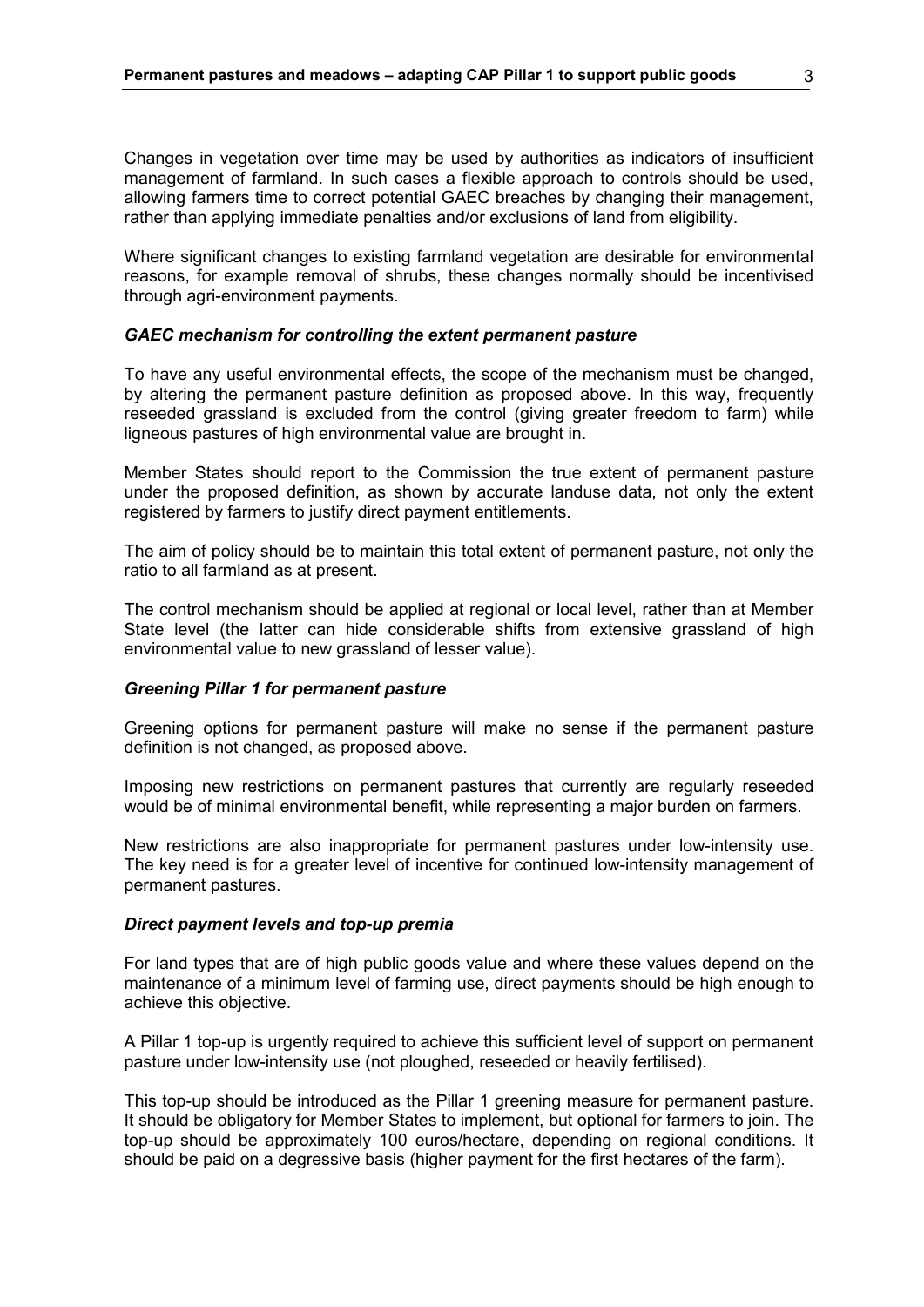Changes in vegetation over time may be used by authorities as indicators of insufficient management of farmland. In such cases a flexible approach to controls should be used, allowing farmers time to correct potential GAEC breaches by changing their management, rather than applying immediate penalties and/or exclusions of land from eligibility.

Where significant changes to existing farmland vegetation are desirable for environmental reasons, for example removal of shrubs, these changes normally should be incentivised through agri-environment payments.

### *GAEC mechanism for controlling the extent permanent pasture*

To have any useful environmental effects, the scope of the mechanism must be changed, by altering the permanent pasture definition as proposed above. In this way, frequently reseeded grassland is excluded from the control (giving greater freedom to farm) while ligneous pastures of high environmental value are brought in.

Member States should report to the Commission the true extent of permanent pasture under the proposed definition, as shown by accurate landuse data, not only the extent registered by farmers to justify direct payment entitlements.

The aim of policy should be to maintain this total extent of permanent pasture, not only the ratio to all farmland as at present.

The control mechanism should be applied at regional or local level, rather than at Member State level (the latter can hide considerable shifts from extensive grassland of high environmental value to new grassland of lesser value).

### *Greening Pillar 1 for permanent pasture*

Greening options for permanent pasture will make no sense if the permanent pasture definition is not changed, as proposed above.

Imposing new restrictions on permanent pastures that currently are regularly reseeded would be of minimal environmental benefit, while representing a major burden on farmers.

New restrictions are also inappropriate for permanent pastures under low-intensity use. The key need is for a greater level of incentive for continued low-intensity management of permanent pastures.

### *Direct payment levels and top-up premia*

For land types that are of high public goods value and where these values depend on the maintenance of a minimum level of farming use, direct payments should be high enough to achieve this objective.

A Pillar 1 top-up is urgently required to achieve this sufficient level of support on permanent pasture under low-intensity use (not ploughed, reseeded or heavily fertilised).

This top-up should be introduced as the Pillar 1 greening measure for permanent pasture. It should be obligatory for Member States to implement, but optional for farmers to join. The top-up should be approximately 100 euros/hectare, depending on regional conditions. It should be paid on a degressive basis (higher payment for the first hectares of the farm).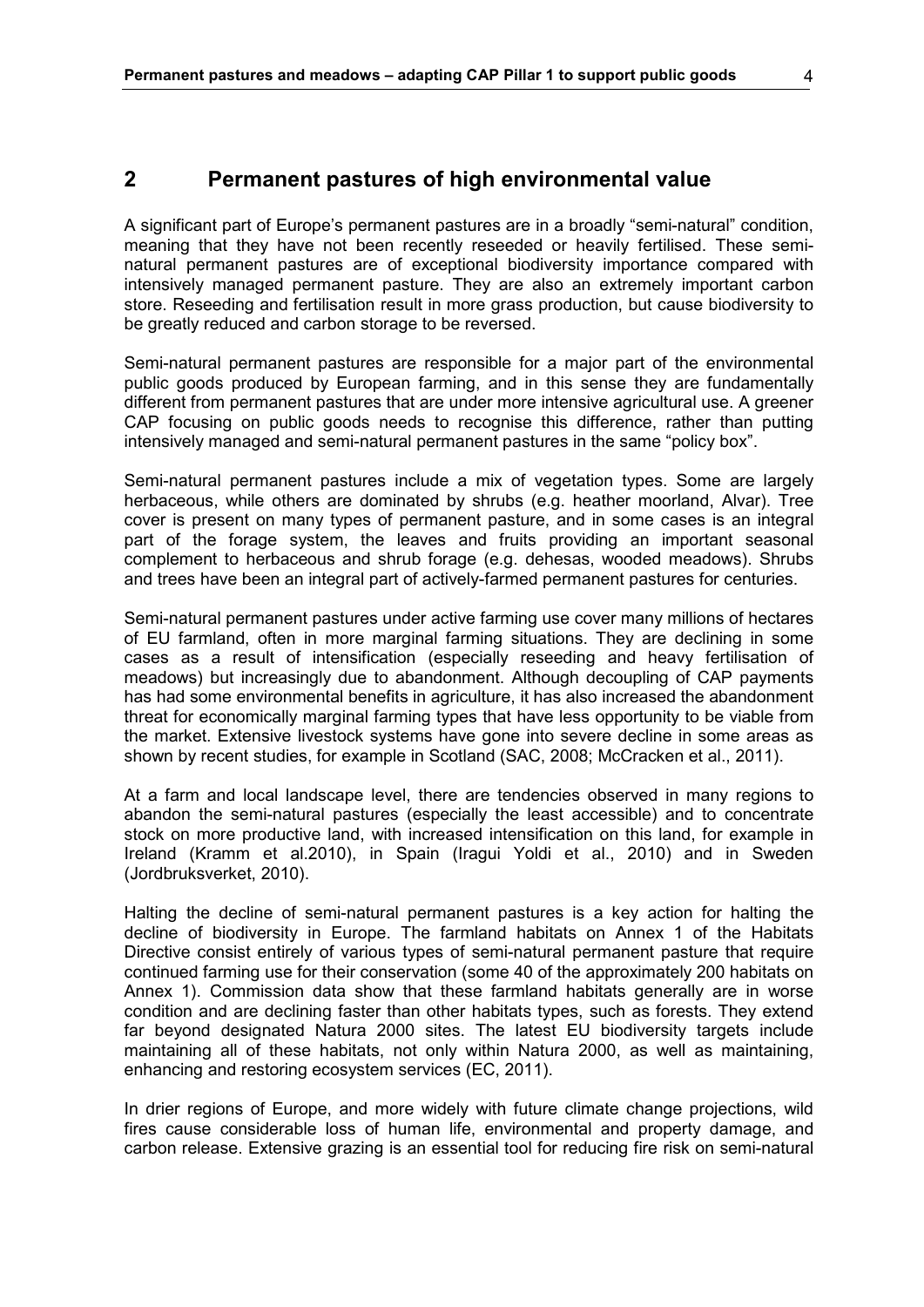## 2 Permanent pastures of high environmental value

A significant part of Europe's permanent pastures are in a broadly "semi-natural" condition, meaning that they have not been recently reseeded or heavily fertilised. These semi-natural permanent pastures are of exceptional biodiversity importance compared with intensively managed permanent pasture. They are also an extremely important carbon store. Reseeding and fertilisation result in more grass production, but cause biodiversity to be greatly reduced and carbon storage to be reversed.

Semi-natural permanent pastures are responsible for a major part of the environmental public goods produced by European farming, and in this sense they are fundamentally different from permanent pastures that are under more intensive agricultural use. A greener CAP focusing on public goods needs to recognise this difference, rather than putting intensively managed and semi-natural permanent pastures in the same "policy box".

Semi-natural permanent pastures include a mix of vegetation types. Some are largely herbaceous, while others are dominated by shrubs (e.g. heather moorland, Alvar). Tree cover is present on many types of permanent pasture, and in some cases is an integral part of the forage system, the leaves and fruits providing an important seasonal complement to herbaceous and shrub forage (e.g. dehesas, wooded meadows). Shrubs and trees have been an integral part of actively-farmed permanent pastures for centuries.

Semi-natural permanent pastures under active farming use cover many millions of hectares of EU farmland, often in more marginal farming situations. They are declining in some cases as a result of intensification (especially reseeding and heavy fertilisation of meadows) but increasingly due to abandonment. Although decoupling of CAP payments has had some environmental benefits in agriculture, it has also increased the abandonment threat for economically marginal farming types that have less opportunity to be viable from the market. Extensive livestock systems have gone into severe decline in some areas as shown by recent studies, for example in Scotland (SAC, 2008; McCracken et al., 2011).

At a farm and local landscape level, there are tendencies observed in many regions to abandon the semi-natural pastures (especially the least accessible) and to concentrate stock on more productive land, with increased intensification on this land, for example in Ireland (Kramm et al.2010), in Spain (Iragui Yoldi et al., 2010) and in Sweden (Jordbruksverket, 2010).

Halting the decline of semi-natural permanent pastures is a key action for halting the decline of biodiversity in Europe. The farmland habitats on Annex 1 of the Habitats Directive consist entirely of various types of semi-natural permanent pasture that require continued farming use for their conservation (some 40 of the approximately 200 habitats on Annex 1). Commission data show that these farmland habitats generally are in worse condition and are declining faster than other habitats types, such as forests. They extend far beyond designated Natura 2000 sites. The latest EU biodiversity targets include maintaining all of these habitats, not only within Natura 2000, as well as maintaining, enhancing and restoring ecosystem services (EC, 2011).

In drier regions of Europe, and more widely with future climate change projections, wild fires cause considerable loss of human life, environmental and property damage, and carbon release. Extensive grazing is an essential tool for reducing fire risk on semi-natural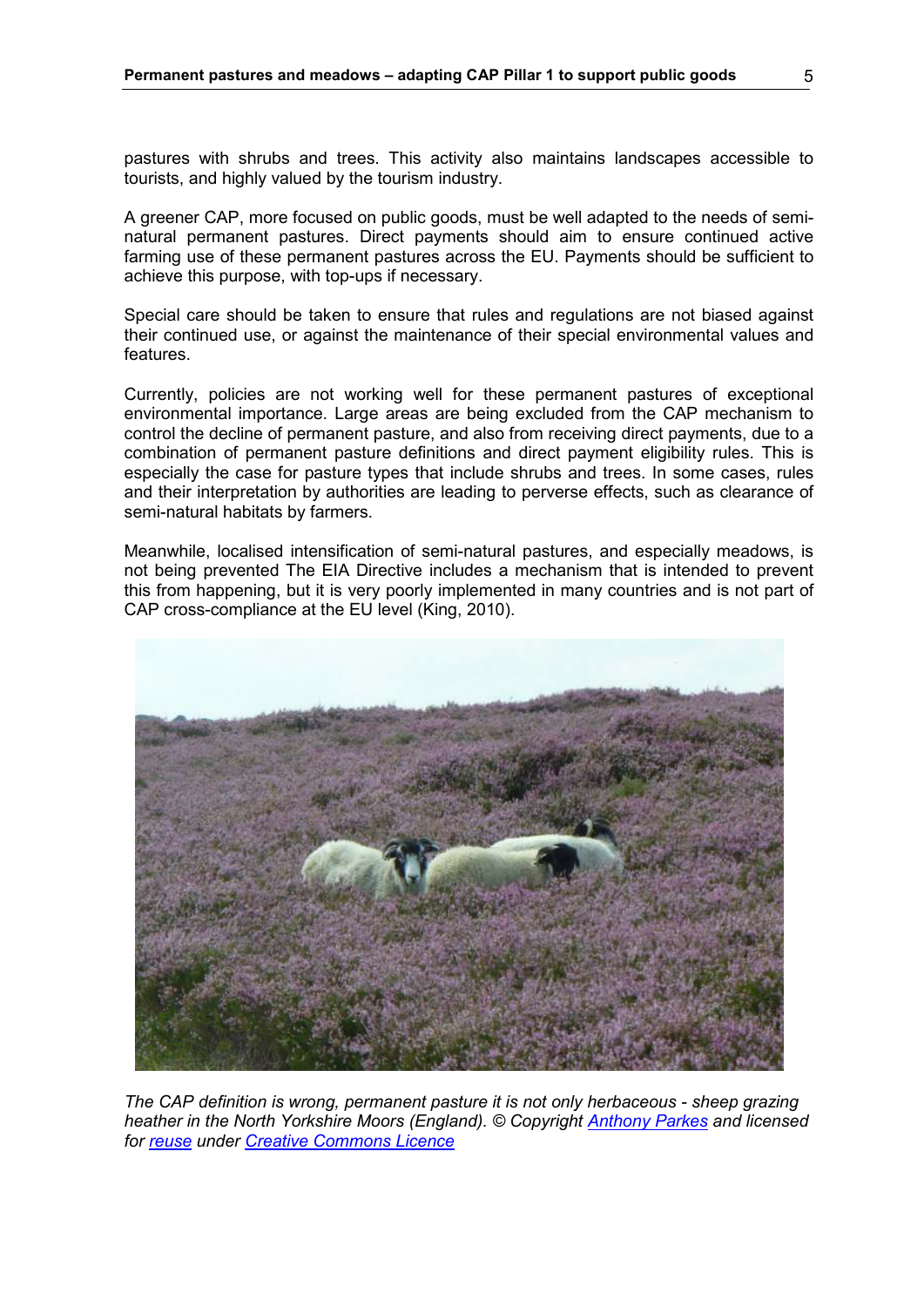pastures with shrubs and trees. This activity also maintains landscapes accessible to tourists, and highly valued by the tourism industry.

A greener CAP, more focused on public goods, must be well adapted to the needs of semi-natural permanent pastures. Direct payments should aim to ensure continued active farming use of these permanent pastures across the EU. Payments should be sufficient to achieve this purpose, with top-ups if necessary.

Special care should be taken to ensure that rules and regulations are not biased against their continued use, or against the maintenance of their special environmental values and features.

Currently, policies are not working well for these permanent pastures of exceptional environmental importance. Large areas are being excluded from the CAP mechanism to control the decline of permanent pasture, and also from receiving direct payments, due to a combination of permanent pasture definitions and direct payment eligibility rules. This is especially the case for pasture types that include shrubs and trees. In some cases, rules and their interpretation by authorities are leading to perverse effects, such as clearance of semi-natural habitats by farmers.

Meanwhile, localised intensification of semi-natural pastures, and especially meadows, is not being prevented The EIA Directive includes a mechanism that is intended to prevent this from happening, but it is very poorly implemented in many countries and is not part of CAP cross-compliance at the EU level (King, 2010).

*The CAP definition is wrong, permanent pasture it is not only herbaceous - sheep grazing heather in the North Yorkshire Moors (England). © Copyright Anthony Parkes and licensed for reuse under Creative Commons Licence*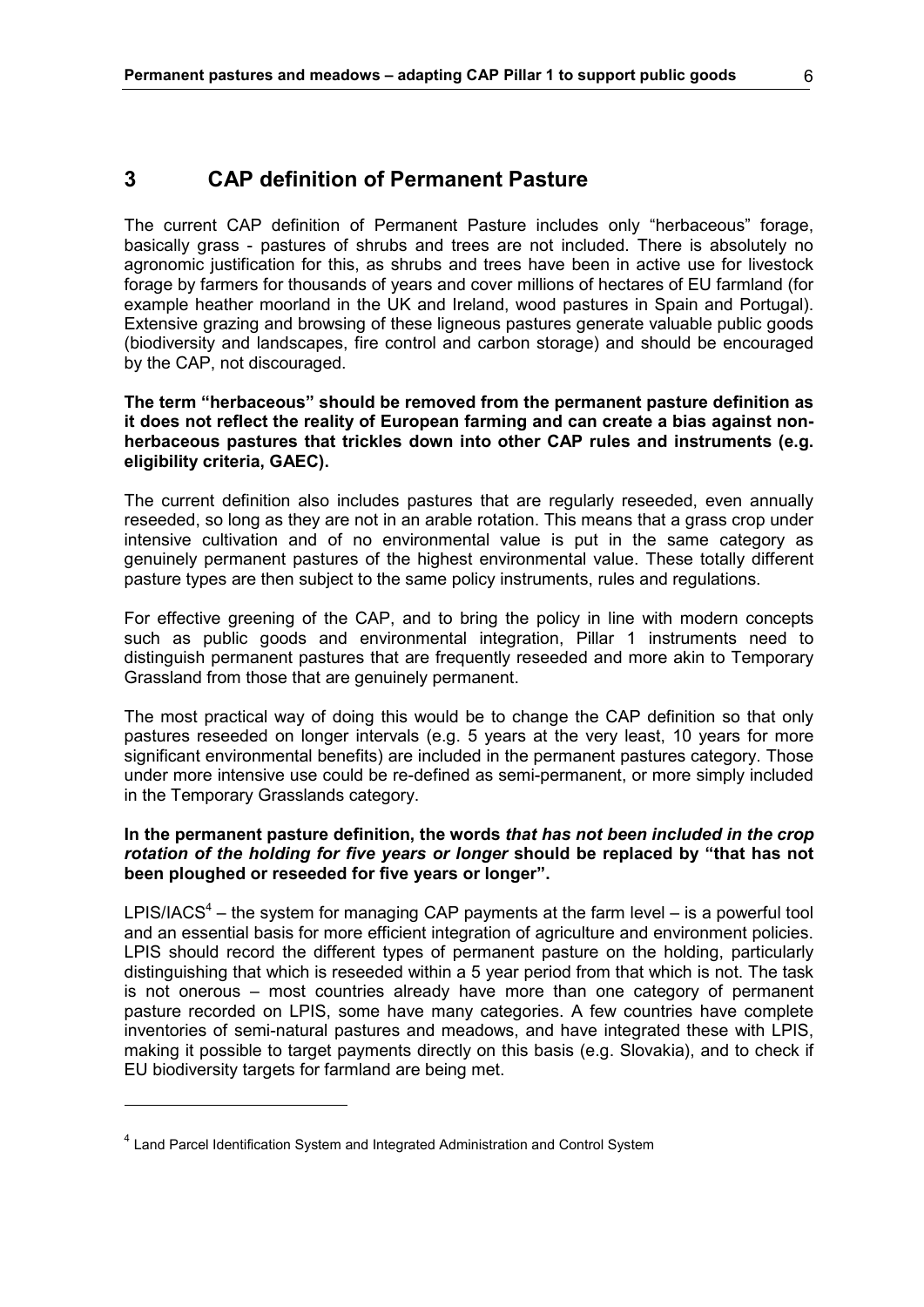# 3 CAP definition of Permanent Pasture

The current CAP definition of Permanent Pasture includes only “herbaceous” forage, basically grass - pastures of shrubs and trees are not included. There is absolutely no agronomic justification for this, as shrubs and trees have been in active use for livestock forage by farmers for thousands of years and cover millions of hectares of EU farmland (for example heather moorland in the UK and Ireland, wood pastures in Spain and Portugal). Extensive grazing and browsing of these ligneous pastures generate valuable public goods (biodiversity and landscapes, fire control and carbon storage) and should be encouraged by the CAP, not discouraged.

**The term “herbaceous” should be removed from the permanent pasture definition as it does not reflect the reality of European farming and can create a bias against non-herbaceous pastures that trickles down into other CAP rules and instruments (e.g. eligibility criteria, GAEC).**

The current definition also includes pastures that are regularly reseeded, even annually reseeded, so long as they are not in an arable rotation. This means that a grass crop under intensive cultivation and of no environmental value is put in the same category as genuinely permanent pastures of the highest environmental value. These totally different pasture types are then subject to the same policy instruments, rules and regulations.

For effective greening of the CAP, and to bring the policy in line with modern concepts such as public goods and environmental integration, Pillar 1 instruments need to distinguish permanent pastures that are frequently reseeded and more akin to Temporary Grassland from those that are genuinely permanent.

The most practical way of doing this would be to change the CAP definition so that only pastures reseeded on longer intervals (e.g. 5 years at the very least, 10 years for more significant environmental benefits) are included in the permanent pastures category. Those under more intensive use could be re-defined as semi-permanent, or more simply included in the Temporary Grasslands category.

**In the permanent pasture definition, the words *that has not been included in the crop rotation of the holding for five years or longer* should be replaced by “that has not been ploughed or reseeded for five years or longer”.**

LPIS/IACS[4] – the system for managing CAP payments at the farm level – is a powerful tool and an essential basis for more efficient integration of agriculture and environment policies. LPIS should record the different types of permanent pasture on the holding, particularly distinguishing that which is reseeded within a 5 year period from that which is not. The task is not onerous – most countries already have more than one category of permanent pasture recorded on LPIS, some have many categories. A few countries have complete inventories of semi-natural pastures and meadows, and have integrated these with LPIS, making it possible to target payments directly on this basis (e.g. Slovakia), and to check if EU biodiversity targets for farmland are being met.

[4] Land Parcel Identification System and Integrated Administration and Control System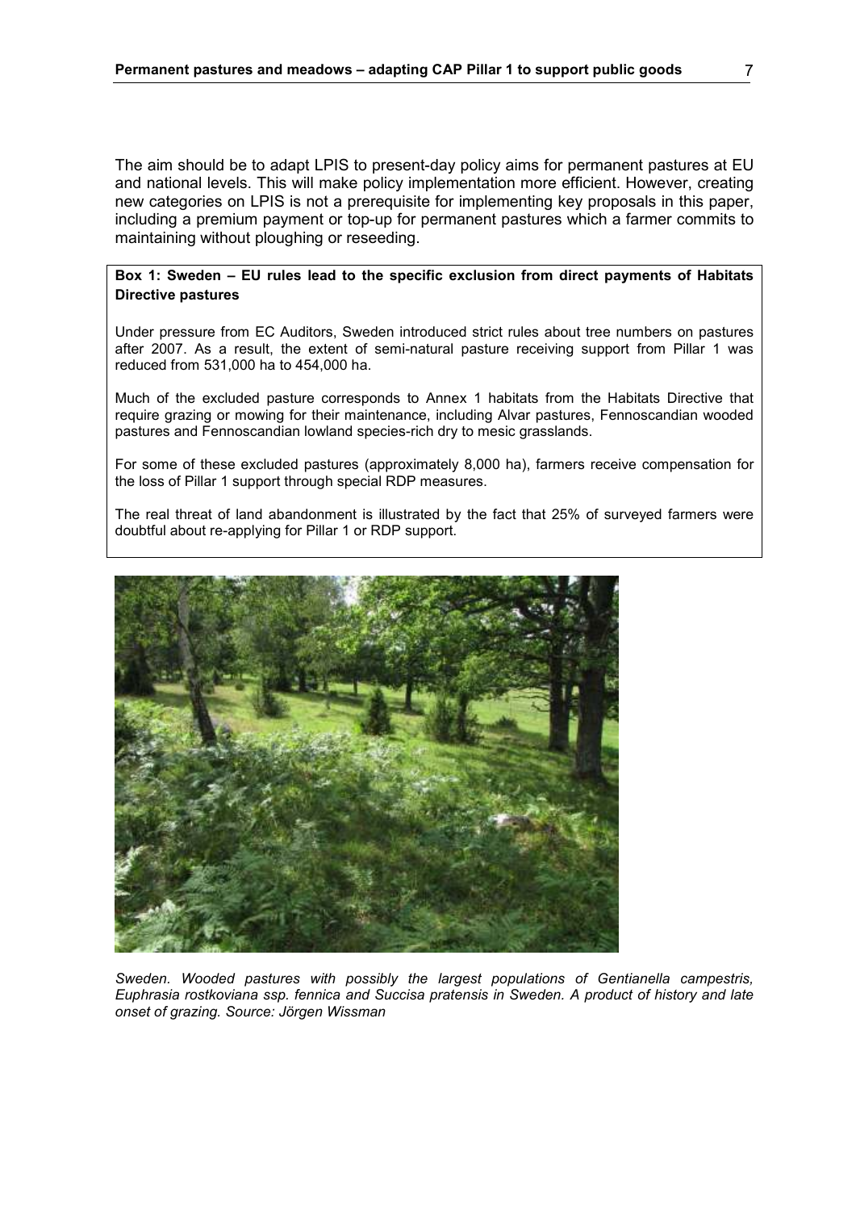The aim should be to adapt LPIS to present-day policy aims for permanent pastures at EU and national levels. This will make policy implementation more efficient. However, creating new categories on LPIS is not a prerequisite for implementing key proposals in this paper, including a premium payment or top-up for permanent pastures which a farmer commits to maintaining without ploughing or reseeding.

**Box 1: Sweden – EU rules lead to the specific exclusion from direct payments of Habitats Directive pastures**

Under pressure from EC Auditors, Sweden introduced strict rules about tree numbers on pastures after 2007. As a result, the extent of semi-natural pasture receiving support from Pillar 1 was reduced from 531,000 ha to 454,000 ha.

Much of the excluded pasture corresponds to Annex 1 habitats from the Habitats Directive that require grazing or mowing for their maintenance, including Alvar pastures, Fennoscandian wooded pastures and Fennoscandian lowland species-rich dry to mesic grasslands.

For some of these excluded pastures (approximately 8,000 ha), farmers receive compensation for the loss of Pillar 1 support through special RDP measures.

The real threat of land abandonment is illustrated by the fact that 25% of surveyed farmers were doubtful about re-applying for Pillar 1 or RDP support.

*Sweden. Wooded pastures with possibly the largest populations of Gentianella campestris, Euphrasia rostkoviana ssp. fennica and Succisa pratensis in Sweden. A product of history and late onset of grazing. Source: Jörgen Wissman*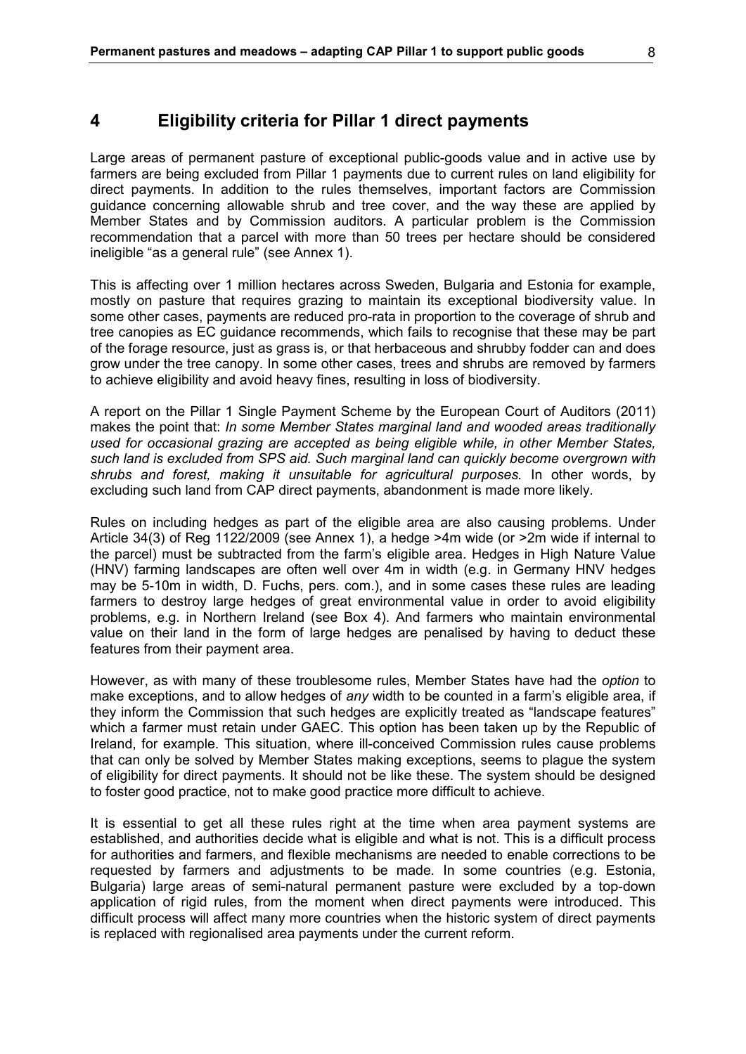# 4 Eligibility criteria for Pillar 1 direct payments

Large areas of permanent pasture of exceptional public-goods value and in active use by farmers are being excluded from Pillar 1 payments due to current rules on land eligibility for direct payments. In addition to the rules themselves, important factors are Commission guidance concerning allowable shrub and tree cover, and the way these are applied by Member States and by Commission auditors. A particular problem is the Commission recommendation that a parcel with more than 50 trees per hectare should be considered ineligible "as a general rule" (see Annex 1).

This is affecting over 1 million hectares across Sweden, Bulgaria and Estonia for example, mostly on pasture that requires grazing to maintain its exceptional biodiversity value. In some other cases, payments are reduced pro-rata in proportion to the coverage of shrub and tree canopies as EC guidance recommends, which fails to recognise that these may be part of the forage resource, just as grass is, or that herbaceous and shrubby fodder can and does grow under the tree canopy. In some other cases, trees and shrubs are removed by farmers to achieve eligibility and avoid heavy fines, resulting in loss of biodiversity.

A report on the Pillar 1 Single Payment Scheme by the European Court of Auditors (2011) makes the point that: *In some Member States marginal land and wooded areas traditionally used for occasional grazing are accepted as being eligible while, in other Member States, such land is excluded from SPS aid. Such marginal land can quickly become overgrown with shrubs and forest, making it unsuitable for agricultural purposes.* In other words, by excluding such land from CAP direct payments, abandonment is made more likely.

Rules on including hedges as part of the eligible area are also causing problems. Under Article 34(3) of Reg 1122/2009 (see Annex 1), a hedge >4m wide (or >2m wide if internal to the parcel) must be subtracted from the farm's eligible area. Hedges in High Nature Value (HNV) farming landscapes are often well over 4m in width (e.g. in Germany HNV hedges may be 5-10m in width, D. Fuchs, pers. com.), and in some cases these rules are leading farmers to destroy large hedges of great environmental value in order to avoid eligibility problems, e.g. in Northern Ireland (see Box 4). And farmers who maintain environmental value on their land in the form of large hedges are penalised by having to deduct these features from their payment area.

However, as with many of these troublesome rules, Member States have had the *option* to make exceptions, and to allow hedges of *any* width to be counted in a farm's eligible area, if they inform the Commission that such hedges are explicitly treated as "landscape features" which a farmer must retain under GAEC. This option has been taken up by the Republic of Ireland, for example. This situation, where ill-conceived Commission rules cause problems that can only be solved by Member States making exceptions, seems to plague the system of eligibility for direct payments. It should not be like these. The system should be designed to foster good practice, not to make good practice more difficult to achieve.

It is essential to get all these rules right at the time when area payment systems are established, and authorities decide what is eligible and what is not. This is a difficult process for authorities and farmers, and flexible mechanisms are needed to enable corrections to be requested by farmers and adjustments to be made. In some countries (e.g. Estonia, Bulgaria) large areas of semi-natural permanent pasture were excluded by a top-down application of rigid rules, from the moment when direct payments were introduced. This difficult process will affect many more countries when the historic system of direct payments is replaced with regionalised area payments under the current reform.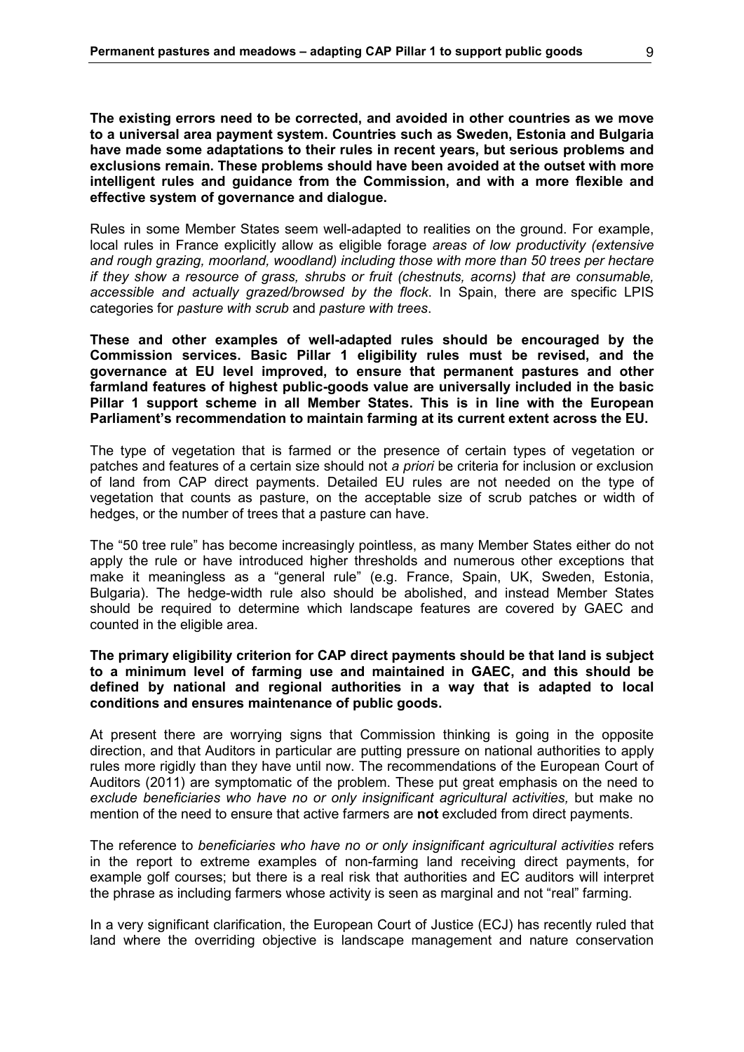**The existing errors need to be corrected, and avoided in other countries as we move to a universal area payment system. Countries such as Sweden, Estonia and Bulgaria have made some adaptations to their rules in recent years, but serious problems and exclusions remain. These problems should have been avoided at the outset with more intelligent rules and guidance from the Commission, and with a more flexible and effective system of governance and dialogue.**

Rules in some Member States seem well-adapted to realities on the ground. For example, local rules in France explicitly allow as eligible forage *areas of low productivity (extensive and rough grazing, moorland, woodland) including those with more than 50 trees per hectare if they show a resource of grass, shrubs or fruit (chestnuts, acorns) that are consumable, accessible and actually grazed/browsed by the flock*. In Spain, there are specific LPIS categories for *pasture with scrub* and *pasture with trees*.

**These and other examples of well-adapted rules should be encouraged by the Commission services. Basic Pillar 1 eligibility rules must be revised, and the governance at EU level improved, to ensure that permanent pastures and other farmland features of highest public-goods value are universally included in the basic Pillar 1 support scheme in all Member States. This is in line with the European Parliament's recommendation to maintain farming at its current extent across the EU.**

The type of vegetation that is farmed or the presence of certain types of vegetation or patches and features of a certain size should not *a priori* be criteria for inclusion or exclusion of land from CAP direct payments. Detailed EU rules are not needed on the type of vegetation that counts as pasture, on the acceptable size of scrub patches or width of hedges, or the number of trees that a pasture can have.

The "50 tree rule" has become increasingly pointless, as many Member States either do not apply the rule or have introduced higher thresholds and numerous other exceptions that make it meaningless as a "general rule" (e.g. France, Spain, UK, Sweden, Estonia, Bulgaria). The hedge-width rule also should be abolished, and instead Member States should be required to determine which landscape features are covered by GAEC and counted in the eligible area.

**The primary eligibility criterion for CAP direct payments should be that land is subject to a minimum level of farming use and maintained in GAEC, and this should be defined by national and regional authorities in a way that is adapted to local conditions and ensures maintenance of public goods.**

At present there are worrying signs that Commission thinking is going in the opposite direction, and that Auditors in particular are putting pressure on national authorities to apply rules more rigidly than they have until now. The recommendations of the European Court of Auditors (2011) are symptomatic of the problem. These put great emphasis on the need to *exclude beneficiaries who have no or only insignificant agricultural activities,* but make no mention of the need to ensure that active farmers are **not** excluded from direct payments.

The reference to *beneficiaries who have no or only insignificant agricultural activities* refers in the report to extreme examples of non-farming land receiving direct payments, for example golf courses; but there is a real risk that authorities and EC auditors will interpret the phrase as including farmers whose activity is seen as marginal and not "real" farming.

In a very significant clarification, the European Court of Justice (ECJ) has recently ruled that land where the overriding objective is landscape management and nature conservation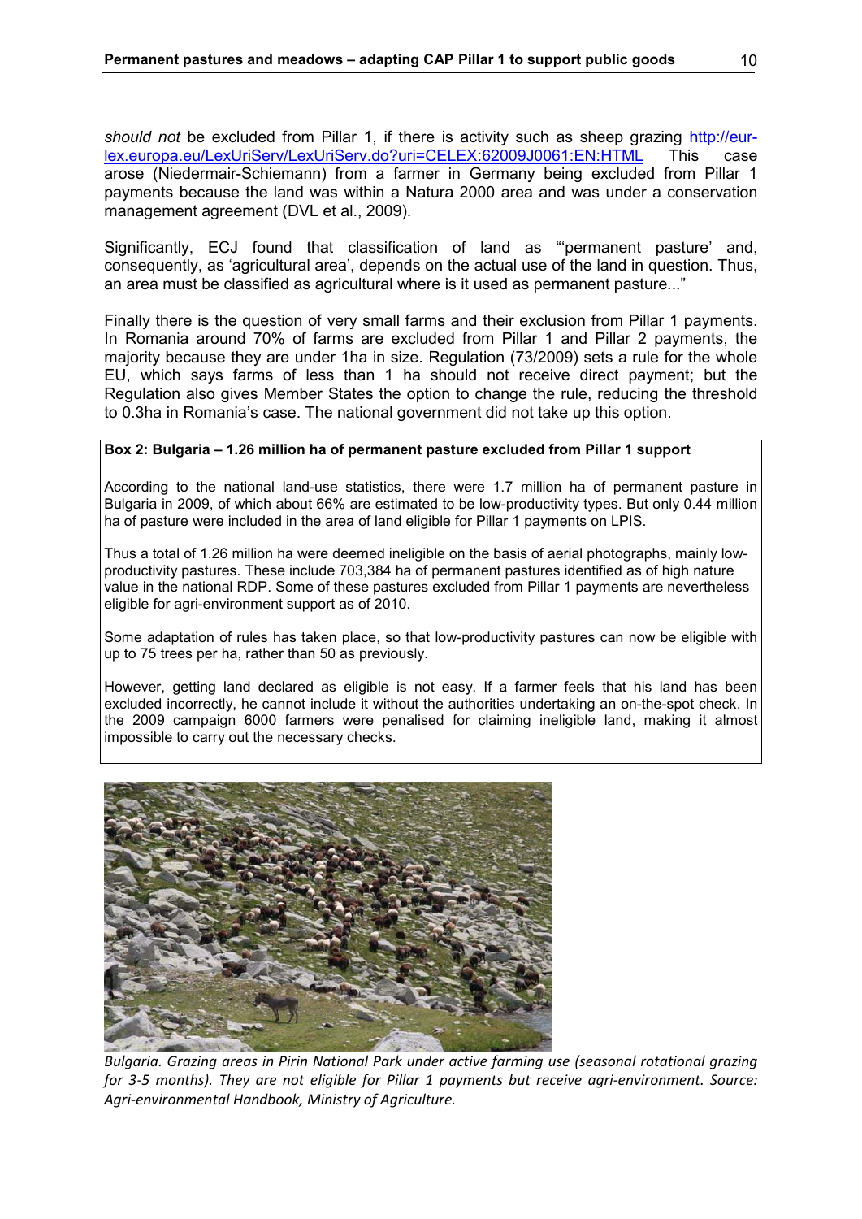*should not* be excluded from Pillar 1, if there is activity such as sheep grazing http://eur-lex.europa.eu/LexUriServ/LexUriServ.do?uri=CELEX:62009J0061:EN:HTML This case arose (Niedermair-Schiemann) from a farmer in Germany being excluded from Pillar 1 payments because the land was within a Natura 2000 area and was under a conservation management agreement (DVL et al., 2009).

Significantly, ECJ found that classification of land as "'permanent pasture' and, consequently, as 'agricultural area', depends on the actual use of the land in question. Thus, an area must be classified as agricultural where is it used as permanent pasture..."

Finally there is the question of very small farms and their exclusion from Pillar 1 payments. In Romania around 70% of farms are excluded from Pillar 1 and Pillar 2 payments, the majority because they are under 1ha in size. Regulation (73/2009) sets a rule for the whole EU, which says farms of less than 1 ha should not receive direct payment; but the Regulation also gives Member States the option to change the rule, reducing the threshold to 0.3ha in Romania's case. The national government did not take up this option.

**Box 2: Bulgaria – 1.26 million ha of permanent pasture excluded from Pillar 1 support**

According to the national land-use statistics, there were 1.7 million ha of permanent pasture in Bulgaria in 2009, of which about 66% are estimated to be low-productivity types. But only 0.44 million ha of pasture were included in the area of land eligible for Pillar 1 payments on LPIS.

Thus a total of 1.26 million ha were deemed ineligible on the basis of aerial photographs, mainly low-productivity pastures. These include 703,384 ha of permanent pastures identified as of high nature value in the national RDP. Some of these pastures excluded from Pillar 1 payments are nevertheless eligible for agri-environment support as of 2010.

Some adaptation of rules has taken place, so that low-productivity pastures can now be eligible with up to 75 trees per ha, rather than 50 as previously.

However, getting land declared as eligible is not easy. If a farmer feels that his land has been excluded incorrectly, he cannot include it without the authorities undertaking an on-the-spot check. In the 2009 campaign 6000 farmers were penalised for claiming ineligible land, making it almost impossible to carry out the necessary checks.

*Bulgaria. Grazing areas in Pirin National Park under active farming use (seasonal rotational grazing for 3-5 months). They are not eligible for Pillar 1 payments but receive agri-environment. Source: Agri-environmental Handbook, Ministry of Agriculture.*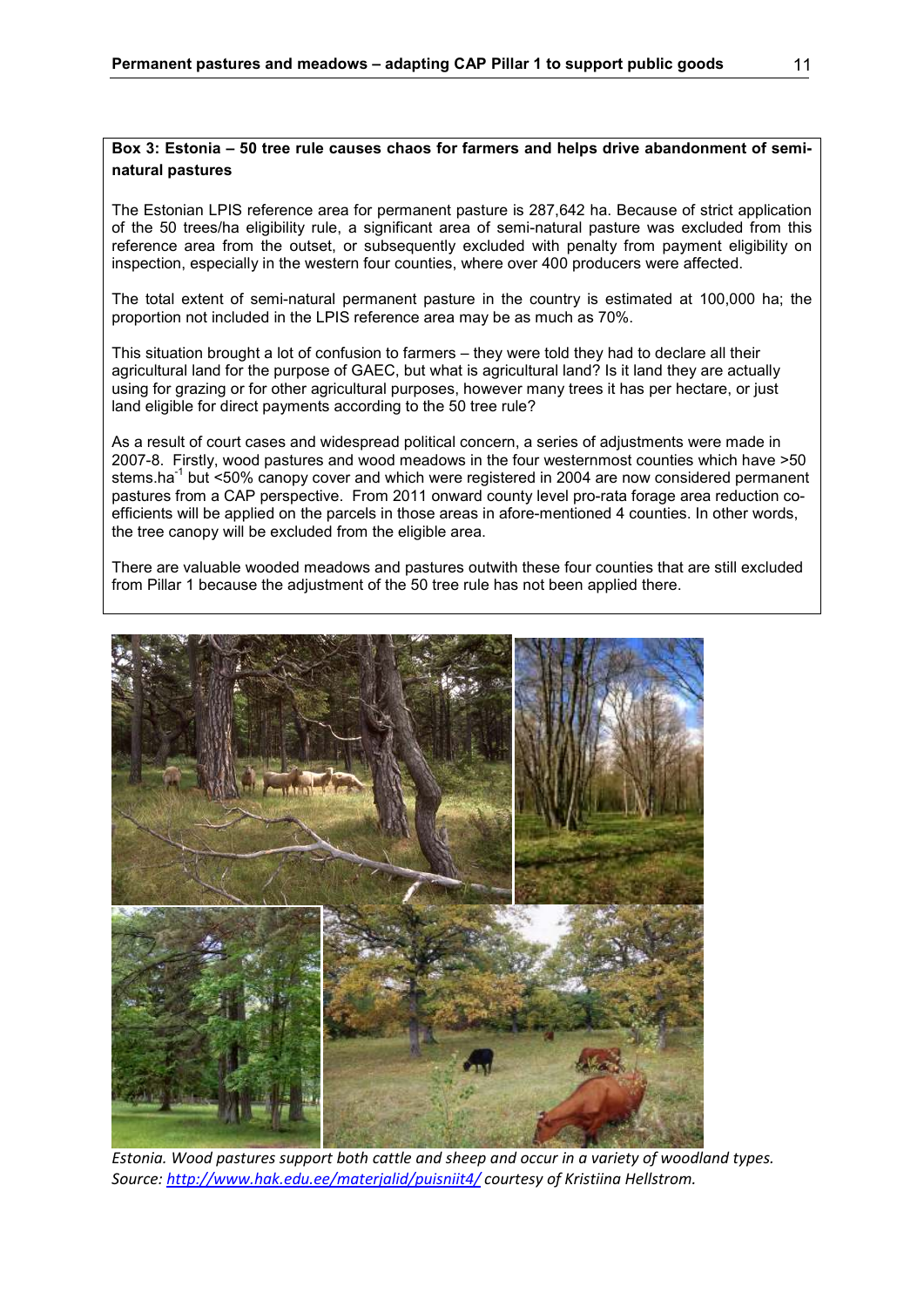**Box 3: Estonia – 50 tree rule causes chaos for farmers and helps drive abandonment of semi-natural pastures**

The Estonian LPIS reference area for permanent pasture is 287,642 ha. Because of strict application of the 50 trees/ha eligibility rule, a significant area of semi-natural pasture was excluded from this reference area from the outset, or subsequently excluded with penalty from payment eligibility on inspection, especially in the western four counties, where over 400 producers were affected.

The total extent of semi-natural permanent pasture in the country is estimated at 100,000 ha; the proportion not included in the LPIS reference area may be as much as 70%.

This situation brought a lot of confusion to farmers – they were told they had to declare all their agricultural land for the purpose of GAEC, but what is agricultural land? Is it land they are actually using for grazing or for other agricultural purposes, however many trees it has per hectare, or just land eligible for direct payments according to the 50 tree rule?

As a result of court cases and widespread political concern, a series of adjustments were made in 2007-8. Firstly, wood pastures and wood meadows in the four westernmost counties which have >50 stems.ha$^{-1}$ but <50% canopy cover and which were registered in 2004 are now considered permanent pastures from a CAP perspective. From 2011 onward county level pro-rata forage area reduction co-efficients will be applied on the parcels in those areas in afore-mentioned 4 counties. In other words, the tree canopy will be excluded from the eligible area.

There are valuable wooded meadows and pastures outwith these four counties that are still excluded from Pillar 1 because the adjustment of the 50 tree rule has not been applied there.

*Estonia. Wood pastures support both cattle and sheep and occur in a variety of woodland types. Source: http://www.hak.edu.ee/materjalid/puisniit4/ courtesy of Kristiina Hellstrom.*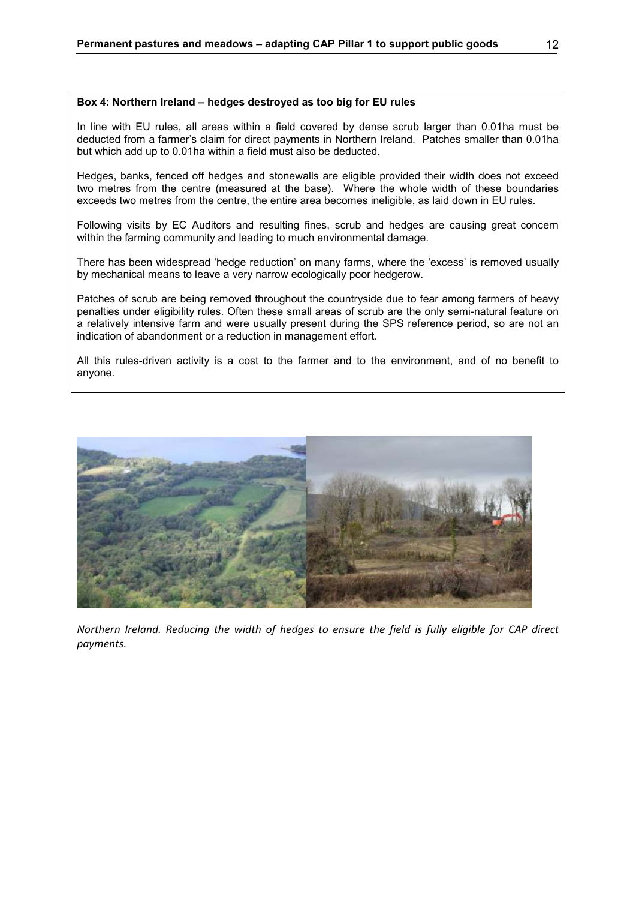**Box 4: Northern Ireland – hedges destroyed as too big for EU rules**

In line with EU rules, all areas within a field covered by dense scrub larger than 0.01ha must be deducted from a farmer's claim for direct payments in Northern Ireland. Patches smaller than 0.01ha but which add up to 0.01ha within a field must also be deducted.

Hedges, banks, fenced off hedges and stonewalls are eligible provided their width does not exceed two metres from the centre (measured at the base). Where the whole width of these boundaries exceeds two metres from the centre, the entire area becomes ineligible, as laid down in EU rules.

Following visits by EC Auditors and resulting fines, scrub and hedges are causing great concern within the farming community and leading to much environmental damage.

There has been widespread 'hedge reduction' on many farms, where the 'excess' is removed usually by mechanical means to leave a very narrow ecologically poor hedgerow.

Patches of scrub are being removed throughout the countryside due to fear among farmers of heavy penalties under eligibility rules. Often these small areas of scrub are the only semi-natural feature on a relatively intensive farm and were usually present during the SPS reference period, so are not an indication of abandonment or a reduction in management effort.

All this rules-driven activity is a cost to the farmer and to the environment, and of no benefit to anyone.

*Northern Ireland. Reducing the width of hedges to ensure the field is fully eligible for CAP direct payments.*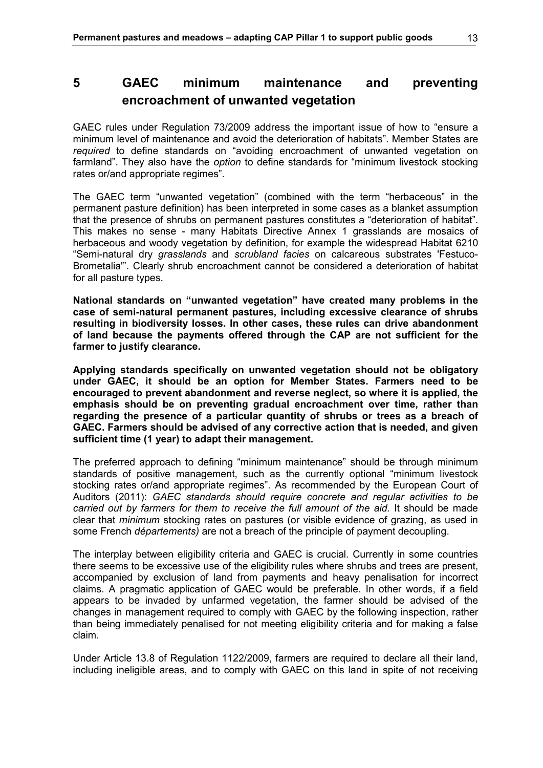# 5 GAEC minimum maintenance and preventing encroachment of unwanted vegetation

GAEC rules under Regulation 73/2009 address the important issue of how to "ensure a minimum level of maintenance and avoid the deterioration of habitats". Member States are *required* to define standards on "avoiding encroachment of unwanted vegetation on farmland". They also have the *option* to define standards for "minimum livestock stocking rates or/and appropriate regimes".

The GAEC term "unwanted vegetation" (combined with the term "herbaceous" in the permanent pasture definition) has been interpreted in some cases as a blanket assumption that the presence of shrubs on permanent pastures constitutes a "deterioration of habitat". This makes no sense - many Habitats Directive Annex 1 grasslands are mosaics of herbaceous and woody vegetation by definition, for example the widespread Habitat 6210 "Semi-natural dry *grasslands* and *scrubland facies* on calcareous substrates 'Festuco-Brometalia'". Clearly shrub encroachment cannot be considered a deterioration of habitat for all pasture types.

**National standards on "unwanted vegetation" have created many problems in the case of semi-natural permanent pastures, including excessive clearance of shrubs resulting in biodiversity losses. In other cases, these rules can drive abandonment of land because the payments offered through the CAP are not sufficient for the farmer to justify clearance.**

**Applying standards specifically on unwanted vegetation should not be obligatory under GAEC, it should be an option for Member States. Farmers need to be encouraged to prevent abandonment and reverse neglect, so where it is applied, the emphasis should be on preventing gradual encroachment over time, rather than regarding the presence of a particular quantity of shrubs or trees as a breach of GAEC. Farmers should be advised of any corrective action that is needed, and given sufficient time (1 year) to adapt their management.**

The preferred approach to defining "minimum maintenance" should be through minimum standards of positive management, such as the currently optional "minimum livestock stocking rates or/and appropriate regimes". As recommended by the European Court of Auditors (2011): *GAEC standards should require concrete and regular activities to be carried out by farmers for them to receive the full amount of the aid.* It should be made clear that *minimum* stocking rates on pastures (or visible evidence of grazing, as used in some French *départements)* are not a breach of the principle of payment decoupling.

The interplay between eligibility criteria and GAEC is crucial. Currently in some countries there seems to be excessive use of the eligibility rules where shrubs and trees are present, accompanied by exclusion of land from payments and heavy penalisation for incorrect claims. A pragmatic application of GAEC would be preferable. In other words, if a field appears to be invaded by unfarmed vegetation, the farmer should be advised of the changes in management required to comply with GAEC by the following inspection, rather than being immediately penalised for not meeting eligibility criteria and for making a false claim.

Under Article 13.8 of Regulation 1122/2009, farmers are required to declare all their land, including ineligible areas, and to comply with GAEC on this land in spite of not receiving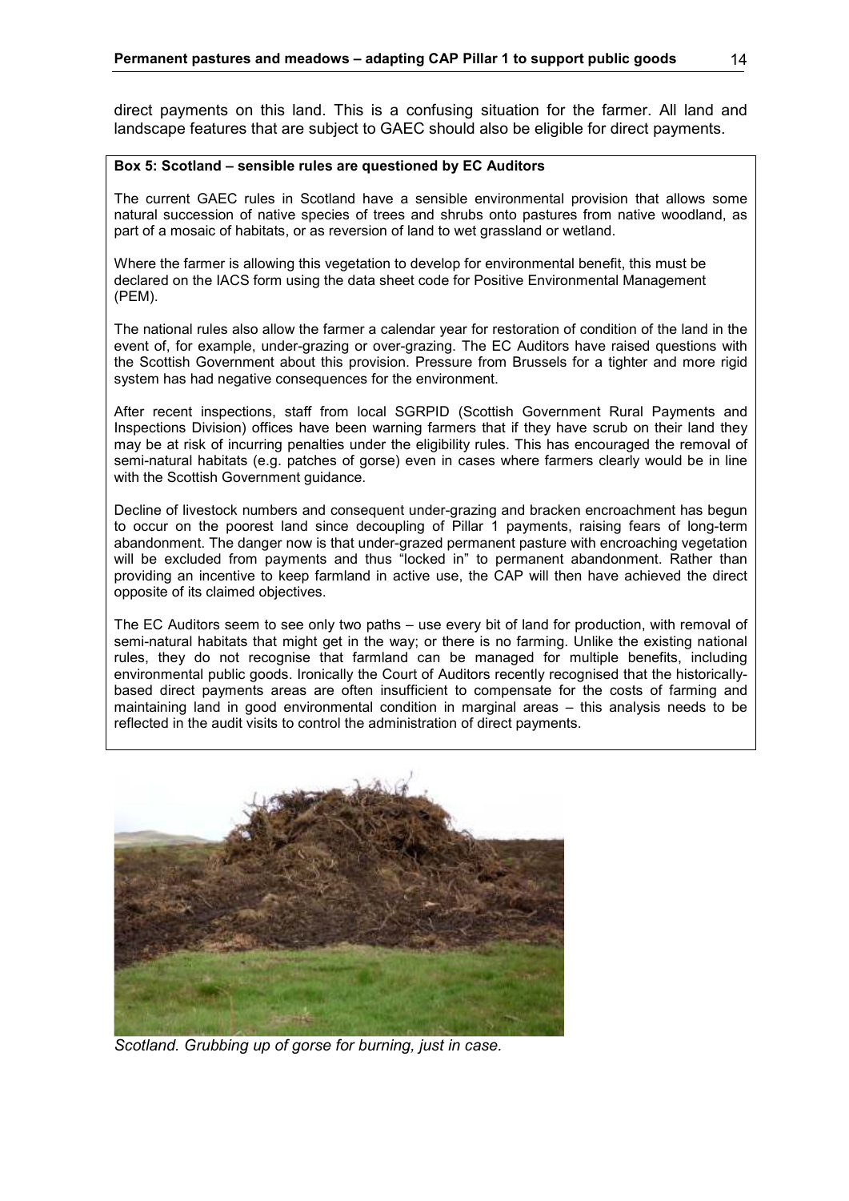direct payments on this land. This is a confusing situation for the farmer. All land and landscape features that are subject to GAEC should also be eligible for direct payments.

**Box 5: Scotland – sensible rules are questioned by EC Auditors**

The current GAEC rules in Scotland have a sensible environmental provision that allows some natural succession of native species of trees and shrubs onto pastures from native woodland, as part of a mosaic of habitats, or as reversion of land to wet grassland or wetland.

Where the farmer is allowing this vegetation to develop for environmental benefit, this must be declared on the IACS form using the data sheet code for Positive Environmental Management (PEM).

The national rules also allow the farmer a calendar year for restoration of condition of the land in the event of, for example, under-grazing or over-grazing. The EC Auditors have raised questions with the Scottish Government about this provision. Pressure from Brussels for a tighter and more rigid system has had negative consequences for the environment.

After recent inspections, staff from local SGRPID (Scottish Government Rural Payments and Inspections Division) offices have been warning farmers that if they have scrub on their land they may be at risk of incurring penalties under the eligibility rules. This has encouraged the removal of semi-natural habitats (e.g. patches of gorse) even in cases where farmers clearly would be in line with the Scottish Government guidance.

Decline of livestock numbers and consequent under-grazing and bracken encroachment has begun to occur on the poorest land since decoupling of Pillar 1 payments, raising fears of long-term abandonment. The danger now is that under-grazed permanent pasture with encroaching vegetation will be excluded from payments and thus "locked in" to permanent abandonment. Rather than providing an incentive to keep farmland in active use, the CAP will then have achieved the direct opposite of its claimed objectives.

The EC Auditors seem to see only two paths – use every bit of land for production, with removal of semi-natural habitats that might get in the way; or there is no farming. Unlike the existing national rules, they do not recognise that farmland can be managed for multiple benefits, including environmental public goods. Ironically the Court of Auditors recently recognised that the historically-based direct payments areas are often insufficient to compensate for the costs of farming and maintaining land in good environmental condition in marginal areas – this analysis needs to be reflected in the audit visits to control the administration of direct payments.

*Scotland. Grubbing up of gorse for burning, just in case.*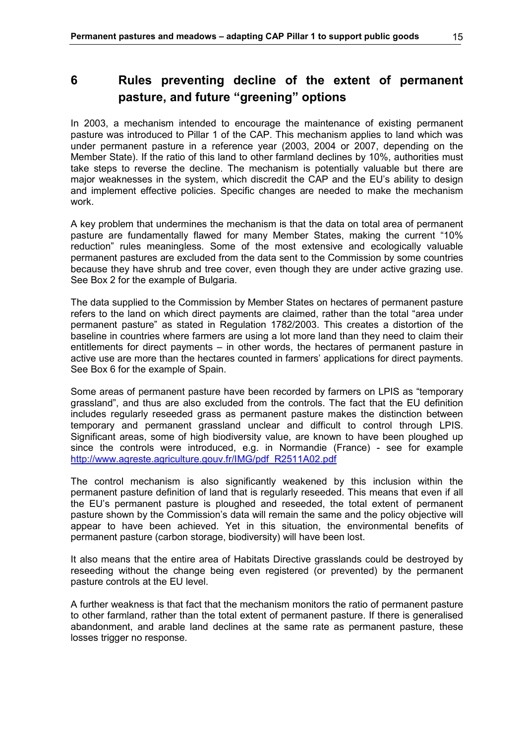# 6 Rules preventing decline of the extent of permanent pasture, and future "greening" options

In 2003, a mechanism intended to encourage the maintenance of existing permanent pasture was introduced to Pillar 1 of the CAP. This mechanism applies to land which was under permanent pasture in a reference year (2003, 2004 or 2007, depending on the Member State). If the ratio of this land to other farmland declines by 10%, authorities must take steps to reverse the decline. The mechanism is potentially valuable but there are major weaknesses in the system, which discredit the CAP and the EU's ability to design and implement effective policies. Specific changes are needed to make the mechanism work.

A key problem that undermines the mechanism is that the data on total area of permanent pasture are fundamentally flawed for many Member States, making the current "10% reduction" rules meaningless. Some of the most extensive and ecologically valuable permanent pastures are excluded from the data sent to the Commission by some countries because they have shrub and tree cover, even though they are under active grazing use. See Box 2 for the example of Bulgaria.

The data supplied to the Commission by Member States on hectares of permanent pasture refers to the land on which direct payments are claimed, rather than the total "area under permanent pasture" as stated in Regulation 1782/2003. This creates a distortion of the baseline in countries where farmers are using a lot more land than they need to claim their entitlements for direct payments – in other words, the hectares of permanent pasture in active use are more than the hectares counted in farmers' applications for direct payments. See Box 6 for the example of Spain.

Some areas of permanent pasture have been recorded by farmers on LPIS as "temporary grassland", and thus are also excluded from the controls. The fact that the EU definition includes regularly reseeded grass as permanent pasture makes the distinction between temporary and permanent grassland unclear and difficult to control through LPIS. Significant areas, some of high biodiversity value, are known to have been ploughed up since the controls were introduced, e.g. in Normandie (France) - see for example http://www.agreste.agriculture.gouv.fr/IMG/pdf_R2511A02.pdf

The control mechanism is also significantly weakened by this inclusion within the permanent pasture definition of land that is regularly reseeded. This means that even if all the EU's permanent pasture is ploughed and reseeded, the total extent of permanent pasture shown by the Commission's data will remain the same and the policy objective will appear to have been achieved. Yet in this situation, the environmental benefits of permanent pasture (carbon storage, biodiversity) will have been lost.

It also means that the entire area of Habitats Directive grasslands could be destroyed by reseeding without the change being even registered (or prevented) by the permanent pasture controls at the EU level.

A further weakness is that fact that the mechanism monitors the ratio of permanent pasture to other farmland, rather than the total extent of permanent pasture. If there is generalised abandonment, and arable land declines at the same rate as permanent pasture, these losses trigger no response.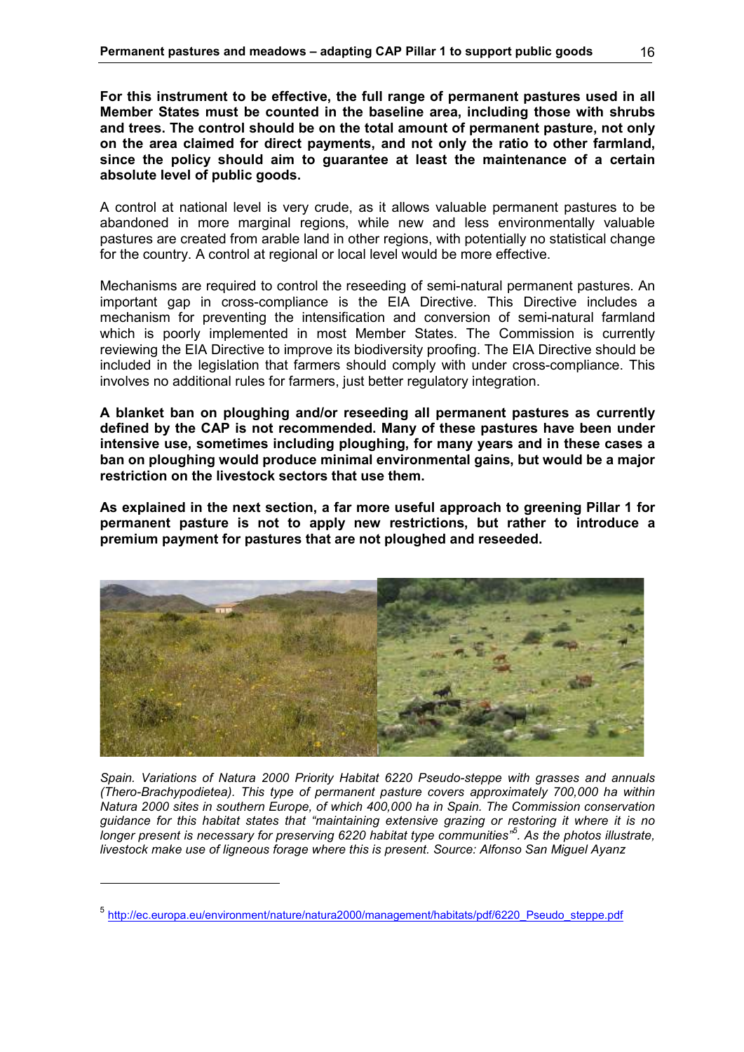**For this instrument to be effective, the full range of permanent pastures used in all Member States must be counted in the baseline area, including those with shrubs and trees. The control should be on the total amount of permanent pasture, not only on the area claimed for direct payments, and not only the ratio to other farmland, since the policy should aim to guarantee at least the maintenance of a certain absolute level of public goods.**

A control at national level is very crude, as it allows valuable permanent pastures to be abandoned in more marginal regions, while new and less environmentally valuable pastures are created from arable land in other regions, with potentially no statistical change for the country. A control at regional or local level would be more effective.

Mechanisms are required to control the reseeding of semi-natural permanent pastures. An important gap in cross-compliance is the EIA Directive. This Directive includes a mechanism for preventing the intensification and conversion of semi-natural farmland which is poorly implemented in most Member States. The Commission is currently reviewing the EIA Directive to improve its biodiversity proofing. The EIA Directive should be included in the legislation that farmers should comply with under cross-compliance. This involves no additional rules for farmers, just better regulatory integration.

**A blanket ban on ploughing and/or reseeding all permanent pastures as currently defined by the CAP is not recommended. Many of these pastures have been under intensive use, sometimes including ploughing, for many years and in these cases a ban on ploughing would produce minimal environmental gains, but would be a major restriction on the livestock sectors that use them.**

**As explained in the next section, a far more useful approach to greening Pillar 1 for permanent pasture is not to apply new restrictions, but rather to introduce a premium payment for pastures that are not ploughed and reseeded.**

*Spain. Variations of Natura 2000 Priority Habitat 6220 Pseudo-steppe with grasses and annuals (Thero-Brachypodietea). This type of permanent pasture covers approximately 700,000 ha within Natura 2000 sites in southern Europe, of which 400,000 ha in Spain. The Commission conservation guidance for this habitat states that "maintaining extensive grazing or restoring it where it is no longer present is necessary for preserving 6220 habitat type communities"[5]. As the photos illustrate, livestock make use of ligneous forage where this is present. Source: Alfonso San Miguel Ayanz*

---

[5] http://ec.europa.eu/environment/nature/natura2000/management/habitats/pdf/6220_Pseudo_steppe.pdf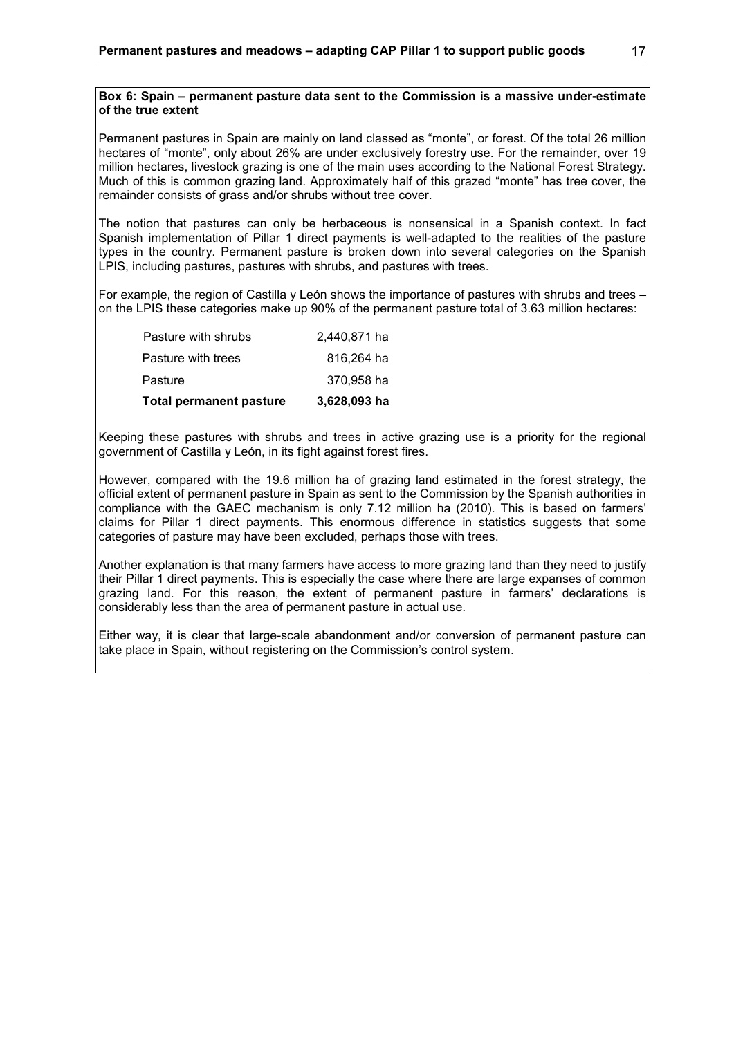**Box 6: Spain – permanent pasture data sent to the Commission is a massive under-estimate of the true extent**

Permanent pastures in Spain are mainly on land classed as "monte", or forest. Of the total 26 million hectares of "monte", only about 26% are under exclusively forestry use. For the remainder, over 19 million hectares, livestock grazing is one of the main uses according to the National Forest Strategy. Much of this is common grazing land. Approximately half of this grazed "monte" has tree cover, the remainder consists of grass and/or shrubs without tree cover.

The notion that pastures can only be herbaceous is nonsensical in a Spanish context. In fact Spanish implementation of Pillar 1 direct payments is well-adapted to the realities of the pasture types in the country. Permanent pasture is broken down into several categories on the Spanish LPIS, including pastures, pastures with shrubs, and pastures with trees.

For example, the region of Castilla y León shows the importance of pastures with shrubs and trees – on the LPIS these categories make up 90% of the permanent pasture total of 3.63 million hectares:

| | |
|---|---|
| Pasture with shrubs | 2,440,871 ha |
| Pasture with trees | 816,264 ha |
| Pasture | 370,958 ha |
| **Total permanent pasture** | **3,628,093 ha** |

Keeping these pastures with shrubs and trees in active grazing use is a priority for the regional government of Castilla y León, in its fight against forest fires.

However, compared with the 19.6 million ha of grazing land estimated in the forest strategy, the official extent of permanent pasture in Spain as sent to the Commission by the Spanish authorities in compliance with the GAEC mechanism is only 7.12 million ha (2010). This is based on farmers' claims for Pillar 1 direct payments. This enormous difference in statistics suggests that some categories of pasture may have been excluded, perhaps those with trees.

Another explanation is that many farmers have access to more grazing land than they need to justify their Pillar 1 direct payments. This is especially the case where there are large expanses of common grazing land. For this reason, the extent of permanent pasture in farmers' declarations is considerably less than the area of permanent pasture in actual use.

Either way, it is clear that large-scale abandonment and/or conversion of permanent pasture can take place in Spain, without registering on the Commission's control system.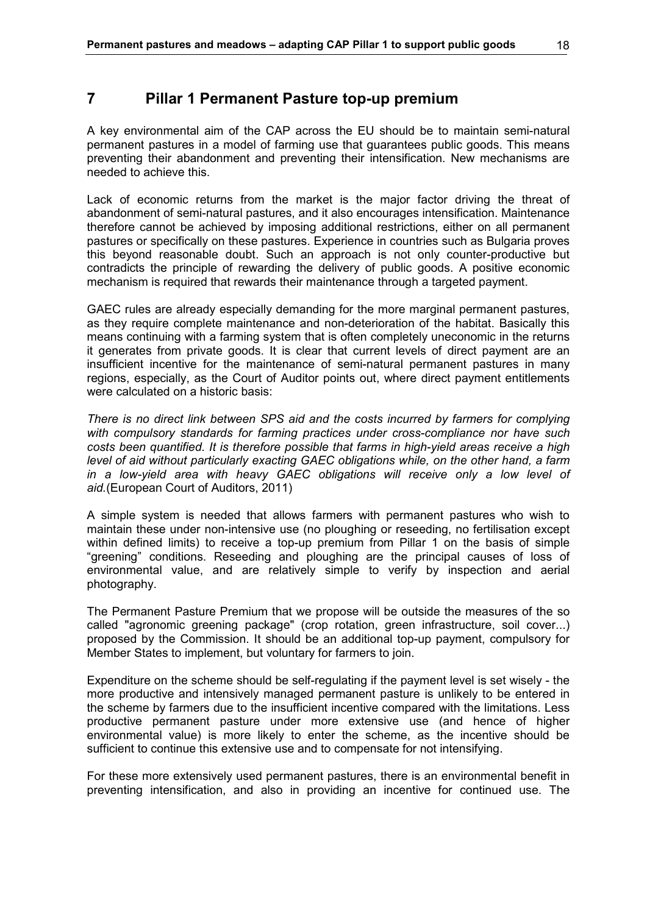# 7 Pillar 1 Permanent Pasture top-up premium

A key environmental aim of the CAP across the EU should be to maintain semi-natural permanent pastures in a model of farming use that guarantees public goods. This means preventing their abandonment and preventing their intensification. New mechanisms are needed to achieve this.

Lack of economic returns from the market is the major factor driving the threat of abandonment of semi-natural pastures, and it also encourages intensification. Maintenance therefore cannot be achieved by imposing additional restrictions, either on all permanent pastures or specifically on these pastures. Experience in countries such as Bulgaria proves this beyond reasonable doubt. Such an approach is not only counter-productive but contradicts the principle of rewarding the delivery of public goods. A positive economic mechanism is required that rewards their maintenance through a targeted payment.

GAEC rules are already especially demanding for the more marginal permanent pastures, as they require complete maintenance and non-deterioration of the habitat. Basically this means continuing with a farming system that is often completely uneconomic in the returns it generates from private goods. It is clear that current levels of direct payment are an insufficient incentive for the maintenance of semi-natural permanent pastures in many regions, especially, as the Court of Auditor points out, where direct payment entitlements were calculated on a historic basis:

*There is no direct link between SPS aid and the costs incurred by farmers for complying with compulsory standards for farming practices under cross-compliance nor have such costs been quantified. It is therefore possible that farms in high-yield areas receive a high level of aid without particularly exacting GAEC obligations while, on the other hand, a farm in a low-yield area with heavy GAEC obligations will receive only a low level of aid.*(European Court of Auditors, 2011)

A simple system is needed that allows farmers with permanent pastures who wish to maintain these under non-intensive use (no ploughing or reseeding, no fertilisation except within defined limits) to receive a top-up premium from Pillar 1 on the basis of simple "greening" conditions. Reseeding and ploughing are the principal causes of loss of environmental value, and are relatively simple to verify by inspection and aerial photography.

The Permanent Pasture Premium that we propose will be outside the measures of the so called "agronomic greening package" (crop rotation, green infrastructure, soil cover...) proposed by the Commission. It should be an additional top-up payment, compulsory for Member States to implement, but voluntary for farmers to join.

Expenditure on the scheme should be self-regulating if the payment level is set wisely - the more productive and intensively managed permanent pasture is unlikely to be entered in the scheme by farmers due to the insufficient incentive compared with the limitations. Less productive permanent pasture under more extensive use (and hence of higher environmental value) is more likely to enter the scheme, as the incentive should be sufficient to continue this extensive use and to compensate for not intensifying.

For these more extensively used permanent pastures, there is an environmental benefit in preventing intensification, and also in providing an incentive for continued use. The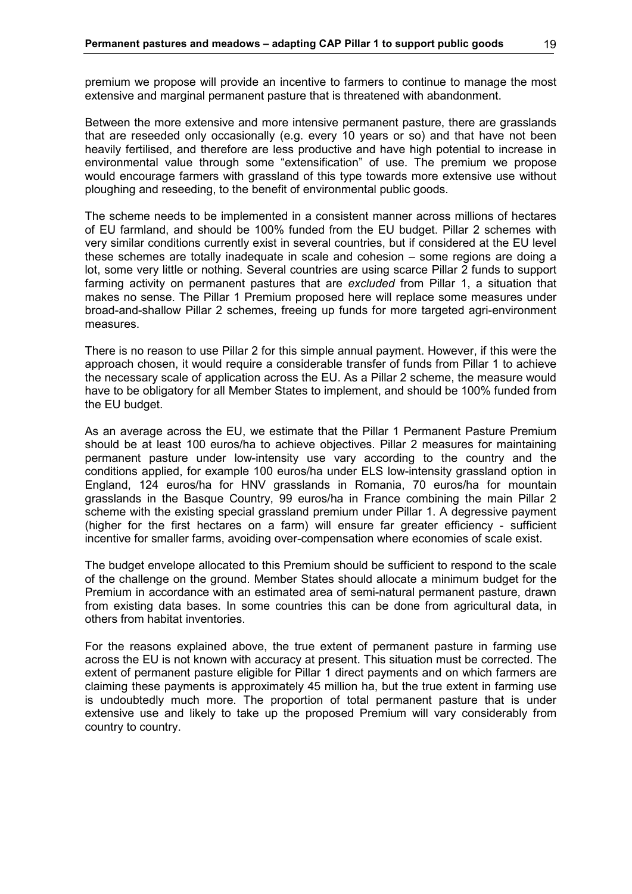premium we propose will provide an incentive to farmers to continue to manage the most extensive and marginal permanent pasture that is threatened with abandonment.

Between the more extensive and more intensive permanent pasture, there are grasslands that are reseeded only occasionally (e.g. every 10 years or so) and that have not been heavily fertilised, and therefore are less productive and have high potential to increase in environmental value through some "extensification" of use. The premium we propose would encourage farmers with grassland of this type towards more extensive use without ploughing and reseeding, to the benefit of environmental public goods.

The scheme needs to be implemented in a consistent manner across millions of hectares of EU farmland, and should be 100% funded from the EU budget. Pillar 2 schemes with very similar conditions currently exist in several countries, but if considered at the EU level these schemes are totally inadequate in scale and cohesion – some regions are doing a lot, some very little or nothing. Several countries are using scarce Pillar 2 funds to support farming activity on permanent pastures that are *excluded* from Pillar 1, a situation that makes no sense. The Pillar 1 Premium proposed here will replace some measures under broad-and-shallow Pillar 2 schemes, freeing up funds for more targeted agri-environment measures.

There is no reason to use Pillar 2 for this simple annual payment. However, if this were the approach chosen, it would require a considerable transfer of funds from Pillar 1 to achieve the necessary scale of application across the EU. As a Pillar 2 scheme, the measure would have to be obligatory for all Member States to implement, and should be 100% funded from the EU budget.

As an average across the EU, we estimate that the Pillar 1 Permanent Pasture Premium should be at least 100 euros/ha to achieve objectives. Pillar 2 measures for maintaining permanent pasture under low-intensity use vary according to the country and the conditions applied, for example 100 euros/ha under ELS low-intensity grassland option in England, 124 euros/ha for HNV grasslands in Romania, 70 euros/ha for mountain grasslands in the Basque Country, 99 euros/ha in France combining the main Pillar 2 scheme with the existing special grassland premium under Pillar 1. A degressive payment (higher for the first hectares on a farm) will ensure far greater efficiency - sufficient incentive for smaller farms, avoiding over-compensation where economies of scale exist.

The budget envelope allocated to this Premium should be sufficient to respond to the scale of the challenge on the ground. Member States should allocate a minimum budget for the Premium in accordance with an estimated area of semi-natural permanent pasture, drawn from existing data bases. In some countries this can be done from agricultural data, in others from habitat inventories.

For the reasons explained above, the true extent of permanent pasture in farming use across the EU is not known with accuracy at present. This situation must be corrected. The extent of permanent pasture eligible for Pillar 1 direct payments and on which farmers are claiming these payments is approximately 45 million ha, but the true extent in farming use is undoubtedly much more. The proportion of total permanent pasture that is under extensive use and likely to take up the proposed Premium will vary considerably from country to country.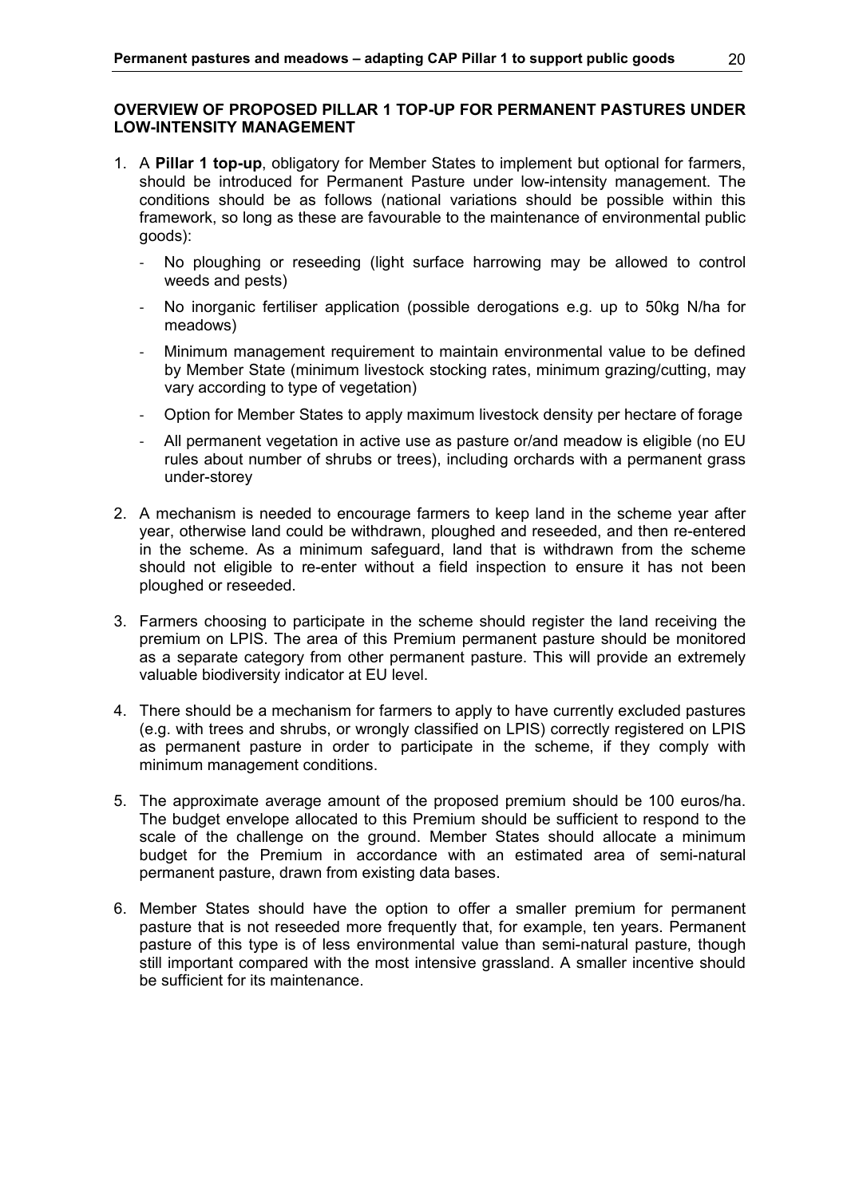**OVERVIEW OF PROPOSED PILLAR 1 TOP-UP FOR PERMANENT PASTURES UNDER LOW-INTENSITY MANAGEMENT**

1. A **Pillar 1 top-up**, obligatory for Member States to implement but optional for farmers, should be introduced for Permanent Pasture under low-intensity management. The conditions should be as follows (national variations should be possible within this framework, so long as these are favourable to the maintenance of environmental public goods):
   - No ploughing or reseeding (light surface harrowing may be allowed to control weeds and pests)
   - No inorganic fertiliser application (possible derogations e.g. up to 50kg N/ha for meadows)
   - Minimum management requirement to maintain environmental value to be defined by Member State (minimum livestock stocking rates, minimum grazing/cutting, may vary according to type of vegetation)
   - Option for Member States to apply maximum livestock density per hectare of forage
   - All permanent vegetation in active use as pasture or/and meadow is eligible (no EU rules about number of shrubs or trees), including orchards with a permanent grass under-storey

2. A mechanism is needed to encourage farmers to keep land in the scheme year after year, otherwise land could be withdrawn, ploughed and reseeded, and then re-entered in the scheme. As a minimum safeguard, land that is withdrawn from the scheme should not eligible to re-enter without a field inspection to ensure it has not been ploughed or reseeded.

3. Farmers choosing to participate in the scheme should register the land receiving the premium on LPIS. The area of this Premium permanent pasture should be monitored as a separate category from other permanent pasture. This will provide an extremely valuable biodiversity indicator at EU level.

4. There should be a mechanism for farmers to apply to have currently excluded pastures (e.g. with trees and shrubs, or wrongly classified on LPIS) correctly registered on LPIS as permanent pasture in order to participate in the scheme, if they comply with minimum management conditions.

5. The approximate average amount of the proposed premium should be 100 euros/ha. The budget envelope allocated to this Premium should be sufficient to respond to the scale of the challenge on the ground. Member States should allocate a minimum budget for the Premium in accordance with an estimated area of semi-natural permanent pasture, drawn from existing data bases.

6. Member States should have the option to offer a smaller premium for permanent pasture that is not reseeded more frequently that, for example, ten years. Permanent pasture of this type is of less environmental value than semi-natural pasture, though still important compared with the most intensive grassland. A smaller incentive should be sufficient for its maintenance.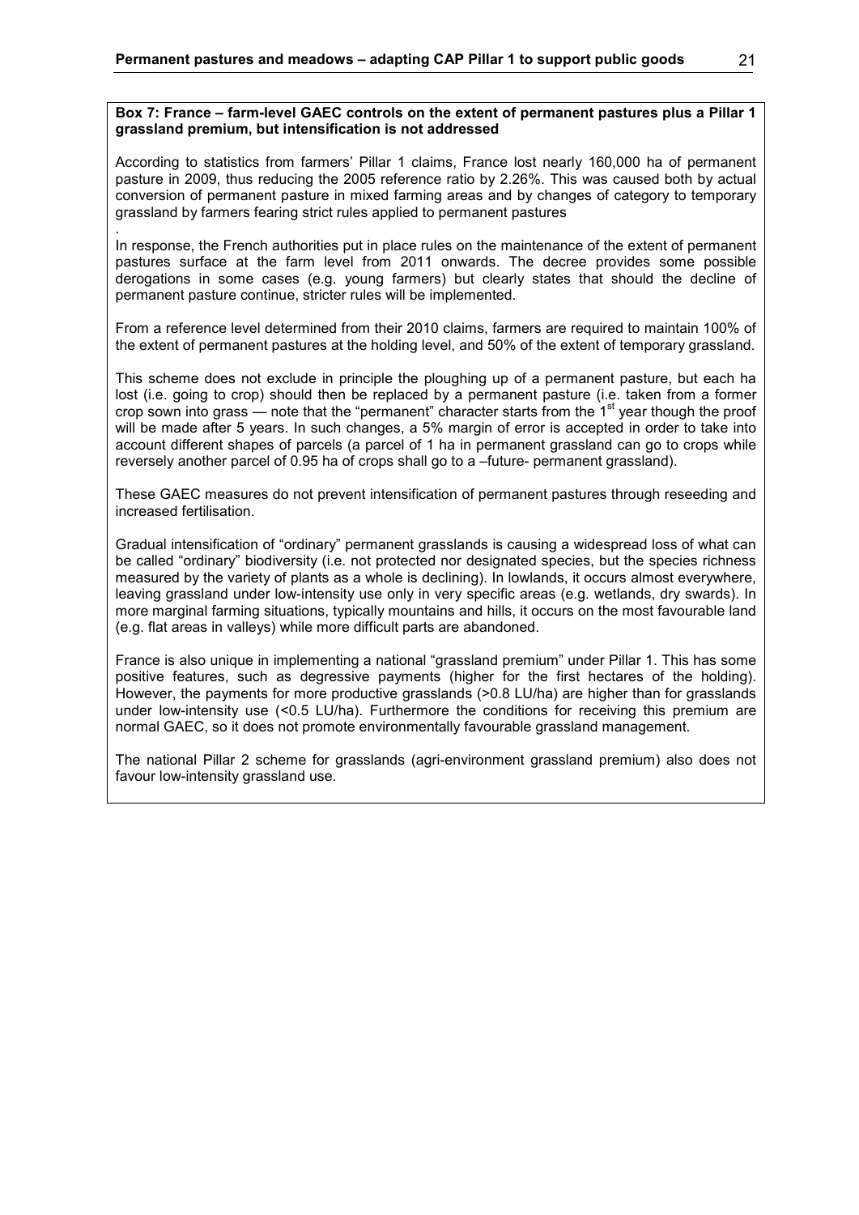**Box 7: France – farm-level GAEC controls on the extent of permanent pastures plus a Pillar 1 grassland premium, but intensification is not addressed**

According to statistics from farmers' Pillar 1 claims, France lost nearly 160,000 ha of permanent pasture in 2009, thus reducing the 2005 reference ratio by 2.26%. This was caused both by actual conversion of permanent pasture in mixed farming areas and by changes of category to temporary grassland by farmers fearing strict rules applied to permanent pastures

.
In response, the French authorities put in place rules on the maintenance of the extent of permanent pastures surface at the farm level from 2011 onwards. The decree provides some possible derogations in some cases (e.g. young farmers) but clearly states that should the decline of permanent pasture continue, stricter rules will be implemented.

From a reference level determined from their 2010 claims, farmers are required to maintain 100% of the extent of permanent pastures at the holding level, and 50% of the extent of temporary grassland.

This scheme does not exclude in principle the ploughing up of a permanent pasture, but each ha lost (i.e. going to crop) should then be replaced by a permanent pasture (i.e. taken from a former crop sown into grass — note that the "permanent" character starts from the 1st year though the proof will be made after 5 years. In such changes, a 5% margin of error is accepted in order to take into account different shapes of parcels (a parcel of 1 ha in permanent grassland can go to crops while reversely another parcel of 0.95 ha of crops shall go to a –future- permanent grassland).

These GAEC measures do not prevent intensification of permanent pastures through reseeding and increased fertilisation.

Gradual intensification of "ordinary" permanent grasslands is causing a widespread loss of what can be called "ordinary" biodiversity (i.e. not protected nor designated species, but the species richness measured by the variety of plants as a whole is declining). In lowlands, it occurs almost everywhere, leaving grassland under low-intensity use only in very specific areas (e.g. wetlands, dry swards). In more marginal farming situations, typically mountains and hills, it occurs on the most favourable land (e.g. flat areas in valleys) while more difficult parts are abandoned.

France is also unique in implementing a national "grassland premium" under Pillar 1. This has some positive features, such as degressive payments (higher for the first hectares of the holding). However, the payments for more productive grasslands (>0.8 LU/ha) are higher than for grasslands under low-intensity use (<0.5 LU/ha). Furthermore the conditions for receiving this premium are normal GAEC, so it does not promote environmentally favourable grassland management.

The national Pillar 2 scheme for grasslands (agri-environment grassland premium) also does not favour low-intensity grassland use.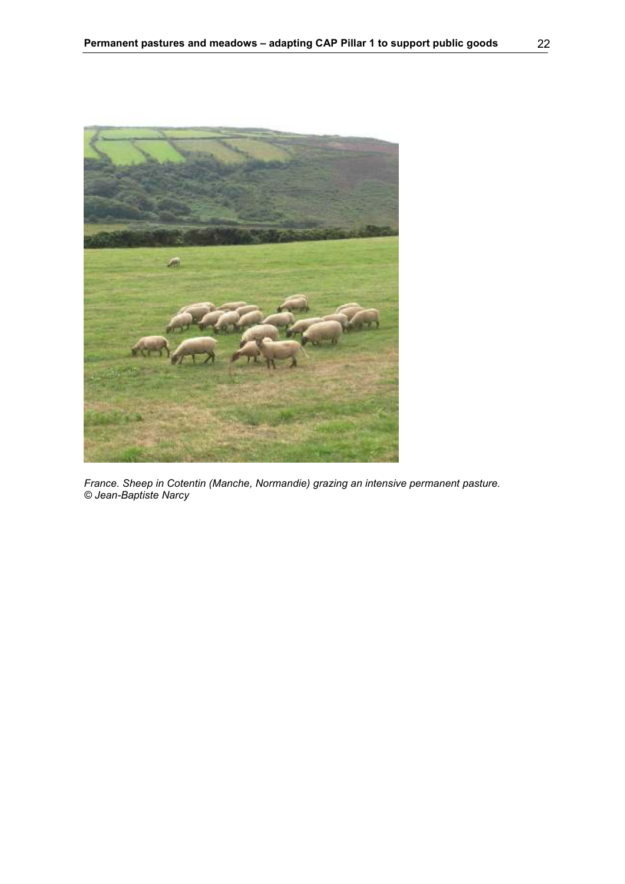*France. Sheep in Cotentin (Manche, Normandie) grazing an intensive permanent pasture. © Jean-Baptiste Narcy*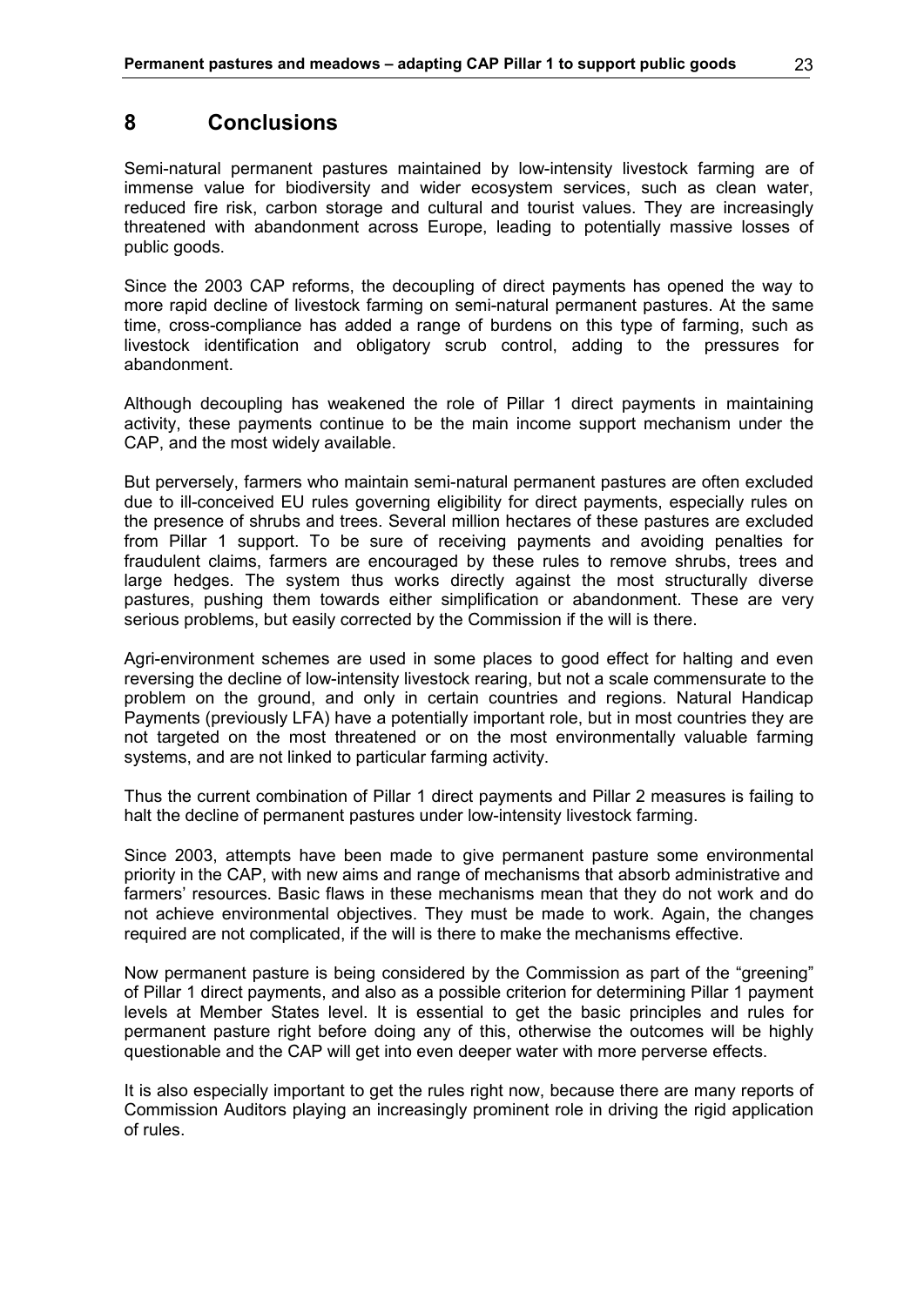# 8 Conclusions

Semi-natural permanent pastures maintained by low-intensity livestock farming are of immense value for biodiversity and wider ecosystem services, such as clean water, reduced fire risk, carbon storage and cultural and tourist values. They are increasingly threatened with abandonment across Europe, leading to potentially massive losses of public goods.

Since the 2003 CAP reforms, the decoupling of direct payments has opened the way to more rapid decline of livestock farming on semi-natural permanent pastures. At the same time, cross-compliance has added a range of burdens on this type of farming, such as livestock identification and obligatory scrub control, adding to the pressures for abandonment.

Although decoupling has weakened the role of Pillar 1 direct payments in maintaining activity, these payments continue to be the main income support mechanism under the CAP, and the most widely available.

But perversely, farmers who maintain semi-natural permanent pastures are often excluded due to ill-conceived EU rules governing eligibility for direct payments, especially rules on the presence of shrubs and trees. Several million hectares of these pastures are excluded from Pillar 1 support. To be sure of receiving payments and avoiding penalties for fraudulent claims, farmers are encouraged by these rules to remove shrubs, trees and large hedges. The system thus works directly against the most structurally diverse pastures, pushing them towards either simplification or abandonment. These are very serious problems, but easily corrected by the Commission if the will is there.

Agri-environment schemes are used in some places to good effect for halting and even reversing the decline of low-intensity livestock rearing, but not a scale commensurate to the problem on the ground, and only in certain countries and regions. Natural Handicap Payments (previously LFA) have a potentially important role, but in most countries they are not targeted on the most threatened or on the most environmentally valuable farming systems, and are not linked to particular farming activity.

Thus the current combination of Pillar 1 direct payments and Pillar 2 measures is failing to halt the decline of permanent pastures under low-intensity livestock farming.

Since 2003, attempts have been made to give permanent pasture some environmental priority in the CAP, with new aims and range of mechanisms that absorb administrative and farmers' resources. Basic flaws in these mechanisms mean that they do not work and do not achieve environmental objectives. They must be made to work. Again, the changes required are not complicated, if the will is there to make the mechanisms effective.

Now permanent pasture is being considered by the Commission as part of the "greening" of Pillar 1 direct payments, and also as a possible criterion for determining Pillar 1 payment levels at Member States level. It is essential to get the basic principles and rules for permanent pasture right before doing any of this, otherwise the outcomes will be highly questionable and the CAP will get into even deeper water with more perverse effects.

It is also especially important to get the rules right now, because there are many reports of Commission Auditors playing an increasingly prominent role in driving the rigid application of rules.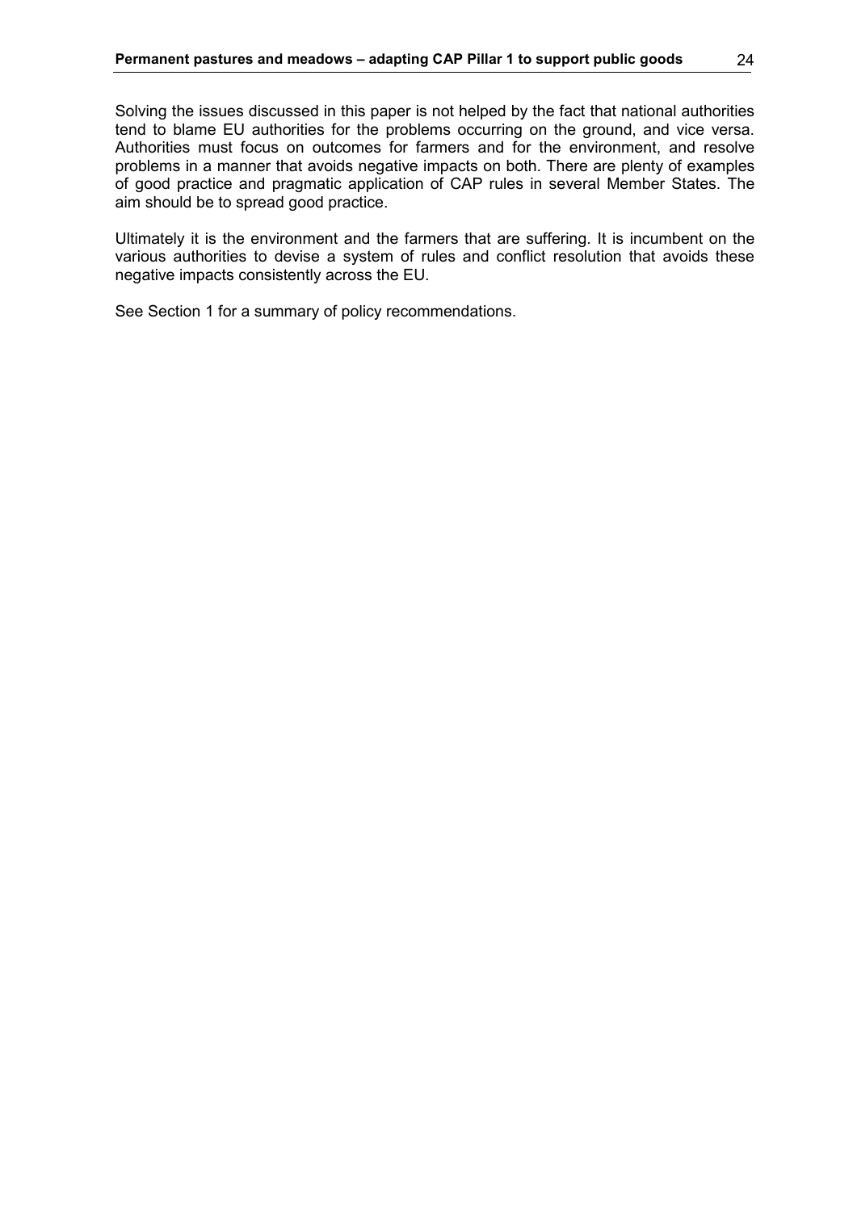Solving the issues discussed in this paper is not helped by the fact that national authorities tend to blame EU authorities for the problems occurring on the ground, and vice versa. Authorities must focus on outcomes for farmers and for the environment, and resolve problems in a manner that avoids negative impacts on both. There are plenty of examples of good practice and pragmatic application of CAP rules in several Member States. The aim should be to spread good practice.

Ultimately it is the environment and the farmers that are suffering. It is incumbent on the various authorities to devise a system of rules and conflict resolution that avoids these negative impacts consistently across the EU.

See Section 1 for a summary of policy recommendations.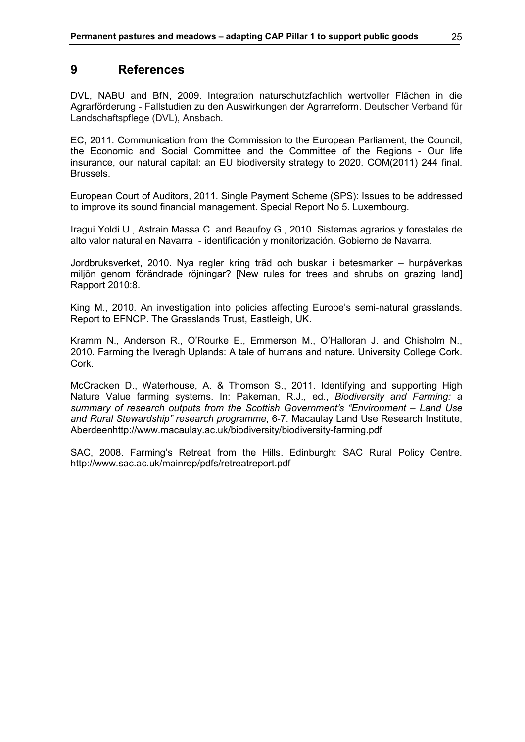# 9 References

DVL, NABU and BfN, 2009. Integration naturschutzfachlich wertvoller Flächen in die Agrarförderung - Fallstudien zu den Auswirkungen der Agrarreform. Deutscher Verband für Landschaftspflege (DVL), Ansbach.

EC, 2011. Communication from the Commission to the European Parliament, the Council, the Economic and Social Committee and the Committee of the Regions - Our life insurance, our natural capital: an EU biodiversity strategy to 2020. COM(2011) 244 final. Brussels.

European Court of Auditors, 2011. Single Payment Scheme (SPS): Issues to be addressed to improve its sound financial management. Special Report No 5. Luxembourg.

Iragui Yoldi U., Astrain Massa C. and Beaufoy G., 2010. Sistemas agrarios y forestales de alto valor natural en Navarra - identificación y monitorización. Gobierno de Navarra.

Jordbruksverket, 2010. Nya regler kring träd och buskar i betesmarker – hurpåverkas miljön genom förändrade röjningar? [New rules for trees and shrubs on grazing land] Rapport 2010:8.

King M., 2010. An investigation into policies affecting Europe's semi-natural grasslands. Report to EFNCP. The Grasslands Trust, Eastleigh, UK.

Kramm N., Anderson R., O'Rourke E., Emmerson M., O'Halloran J. and Chisholm N., 2010. Farming the Iveragh Uplands: A tale of humans and nature. University College Cork. Cork.

McCracken D., Waterhouse, A. & Thomson S., 2011. Identifying and supporting High Nature Value farming systems. In: Pakeman, R.J., ed., *Biodiversity and Farming: a summary of research outputs from the Scottish Government's "Environment – Land Use and Rural Stewardship" research programme*, 6-7. Macaulay Land Use Research Institute, Aberdeenhttp://www.macaulay.ac.uk/biodiversity/biodiversity-farming.pdf

SAC, 2008. Farming's Retreat from the Hills. Edinburgh: SAC Rural Policy Centre. http://www.sac.ac.uk/mainrep/pdfs/retreatreport.pdf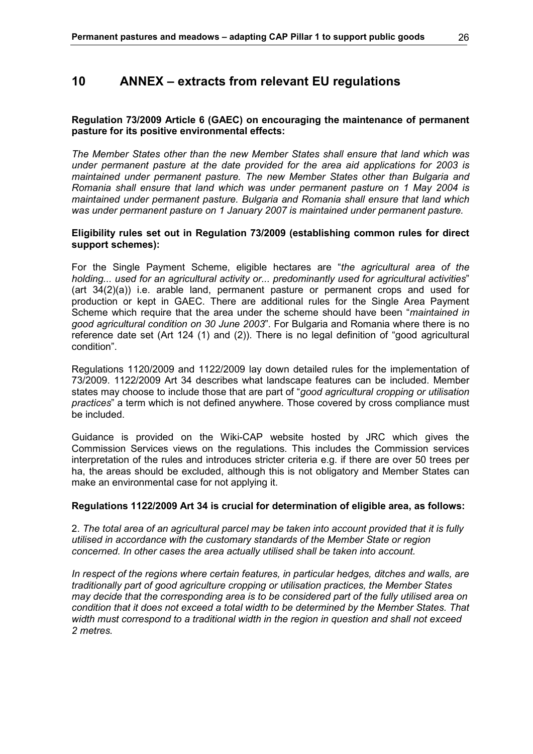# 10 ANNEX – extracts from relevant EU regulations

**Regulation 73/2009 Article 6 (GAEC) on encouraging the maintenance of permanent pasture for its positive environmental effects:**

*The Member States other than the new Member States shall ensure that land which was under permanent pasture at the date provided for the area aid applications for 2003 is maintained under permanent pasture. The new Member States other than Bulgaria and Romania shall ensure that land which was under permanent pasture on 1 May 2004 is maintained under permanent pasture. Bulgaria and Romania shall ensure that land which was under permanent pasture on 1 January 2007 is maintained under permanent pasture.*

**Eligibility rules set out in Regulation 73/2009 (establishing common rules for direct support schemes):**

For the Single Payment Scheme, eligible hectares are "*the agricultural area of the holding... used for an agricultural activity or... predominantly used for agricultural activities*" (art 34(2)(a)) i.e. arable land, permanent pasture or permanent crops and used for production or kept in GAEC. There are additional rules for the Single Area Payment Scheme which require that the area under the scheme should have been "*maintained in good agricultural condition on 30 June 2003*". For Bulgaria and Romania where there is no reference date set (Art 124 (1) and (2)). There is no legal definition of "good agricultural condition".

Regulations 1120/2009 and 1122/2009 lay down detailed rules for the implementation of 73/2009. 1122/2009 Art 34 describes what landscape features can be included. Member states may choose to include those that are part of "*good agricultural cropping or utilisation practices*" a term which is not defined anywhere. Those covered by cross compliance must be included.

Guidance is provided on the Wiki-CAP website hosted by JRC which gives the Commission Services views on the regulations. This includes the Commission services interpretation of the rules and introduces stricter criteria e.g. if there are over 50 trees per ha, the areas should be excluded, although this is not obligatory and Member States can make an environmental case for not applying it.

**Regulations 1122/2009 Art 34 is crucial for determination of eligible area, as follows:**

2. *The total area of an agricultural parcel may be taken into account provided that it is fully utilised in accordance with the customary standards of the Member State or region concerned. In other cases the area actually utilised shall be taken into account.*

*In respect of the regions where certain features, in particular hedges, ditches and walls, are traditionally part of good agriculture cropping or utilisation practices, the Member States may decide that the corresponding area is to be considered part of the fully utilised area on condition that it does not exceed a total width to be determined by the Member States. That width must correspond to a traditional width in the region in question and shall not exceed 2 metres.*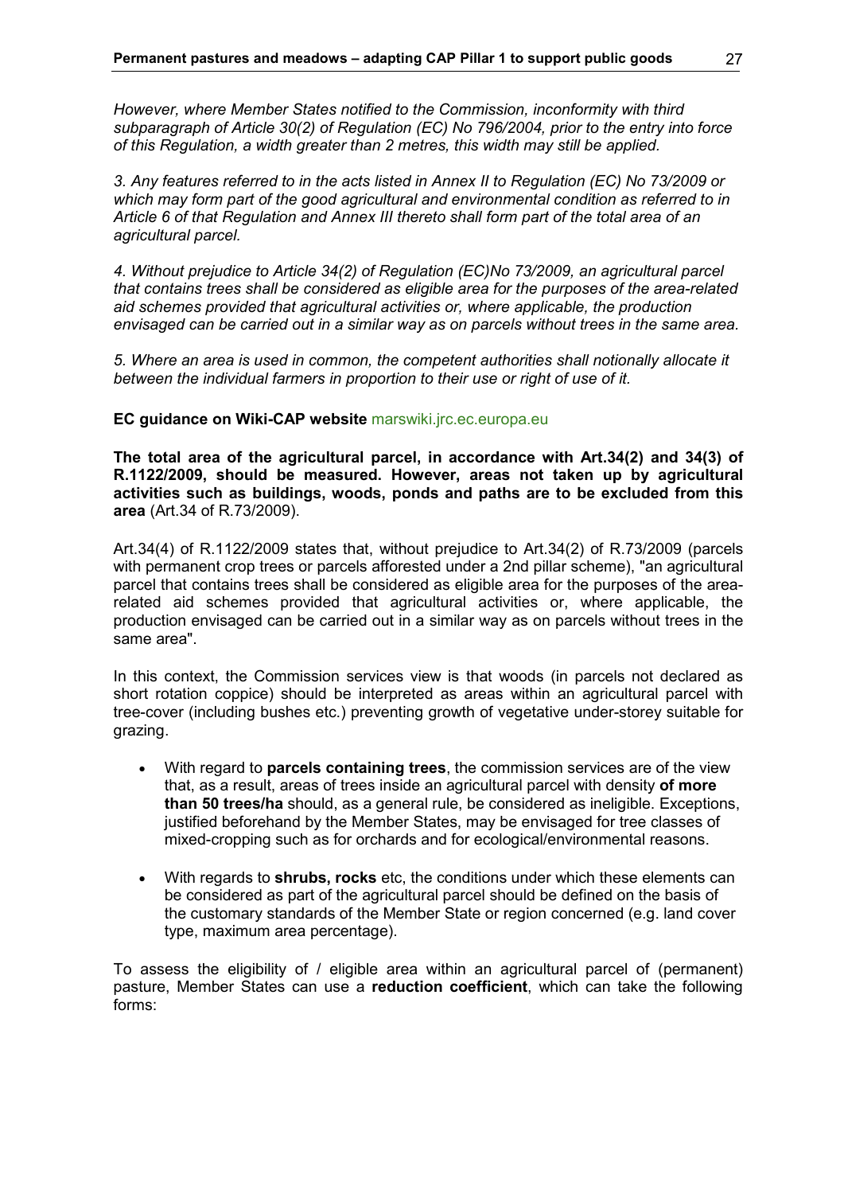*However, where Member States notified to the Commission, inconformity with third subparagraph of Article 30(2) of Regulation (EC) No 796/2004, prior to the entry into force of this Regulation, a width greater than 2 metres, this width may still be applied.*

*3. Any features referred to in the acts listed in Annex II to Regulation (EC) No 73/2009 or which may form part of the good agricultural and environmental condition as referred to in Article 6 of that Regulation and Annex III thereto shall form part of the total area of an agricultural parcel.*

*4. Without prejudice to Article 34(2) of Regulation (EC)No 73/2009, an agricultural parcel that contains trees shall be considered as eligible area for the purposes of the area-related aid schemes provided that agricultural activities or, where applicable, the production envisaged can be carried out in a similar way as on parcels without trees in the same area.*

*5. Where an area is used in common, the competent authorities shall notionally allocate it between the individual farmers in proportion to their use or right of use of it.*

**EC guidance on Wiki-CAP website** marswiki.jrc.ec.europa.eu

**The total area of the agricultural parcel, in accordance with Art.34(2) and 34(3) of R.1122/2009, should be measured. However, areas not taken up by agricultural activities such as buildings, woods, ponds and paths are to be excluded from this area** (Art.34 of R.73/2009).

Art.34(4) of R.1122/2009 states that, without prejudice to Art.34(2) of R.73/2009 (parcels with permanent crop trees or parcels afforested under a 2nd pillar scheme), "an agricultural parcel that contains trees shall be considered as eligible area for the purposes of the area-related aid schemes provided that agricultural activities or, where applicable, the production envisaged can be carried out in a similar way as on parcels without trees in the same area".

In this context, the Commission services view is that woods (in parcels not declared as short rotation coppice) should be interpreted as areas within an agricultural parcel with tree-cover (including bushes etc.) preventing growth of vegetative under-storey suitable for grazing.

- With regard to **parcels containing trees**, the commission services are of the view that, as a result, areas of trees inside an agricultural parcel with density **of more than 50 trees/ha** should, as a general rule, be considered as ineligible. Exceptions, justified beforehand by the Member States, may be envisaged for tree classes of mixed-cropping such as for orchards and for ecological/environmental reasons.
- With regards to **shrubs, rocks** etc, the conditions under which these elements can be considered as part of the agricultural parcel should be defined on the basis of the customary standards of the Member State or region concerned (e.g. land cover type, maximum area percentage).

To assess the eligibility of / eligible area within an agricultural parcel of (permanent) pasture, Member States can use a **reduction coefficient**, which can take the following forms: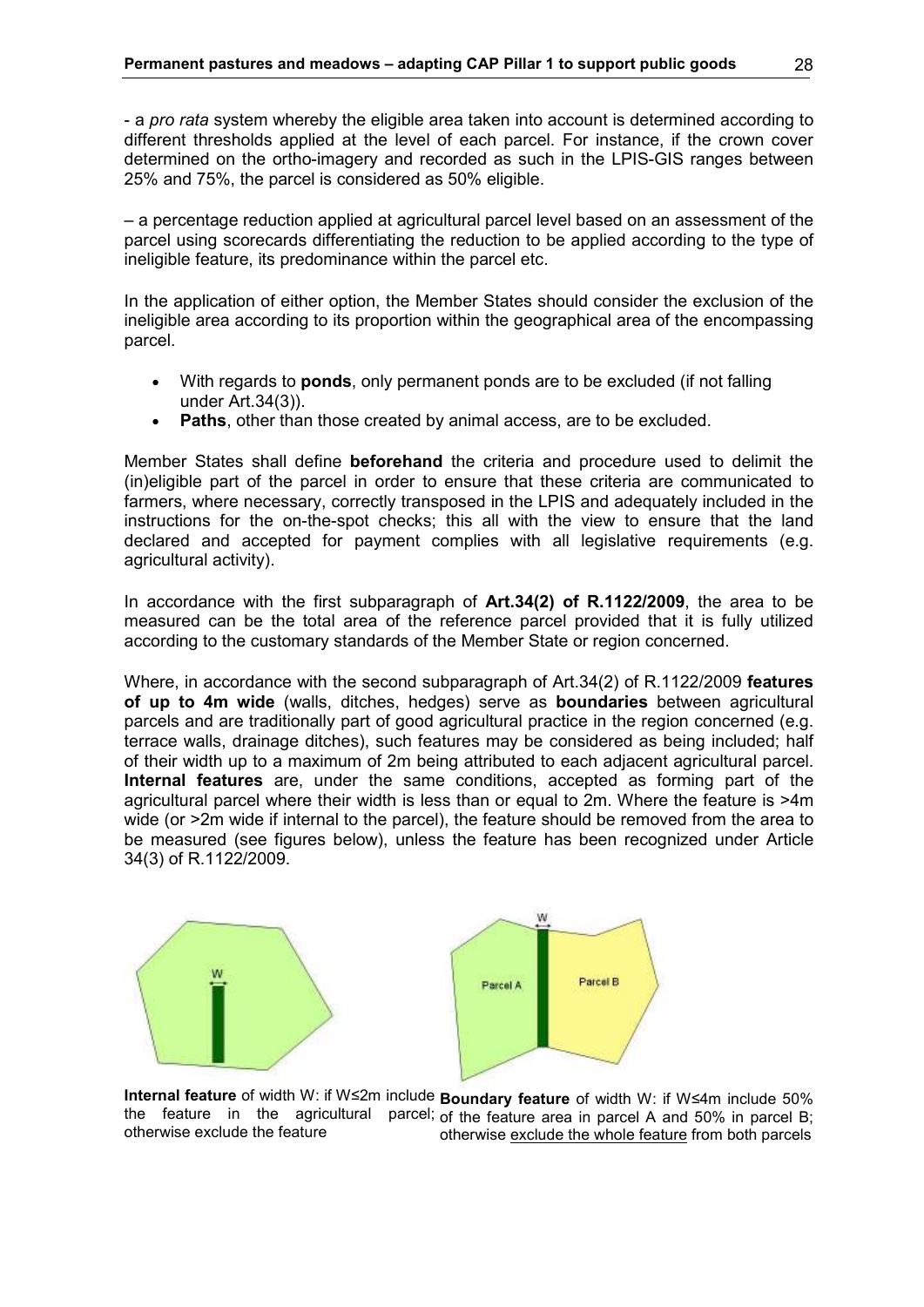- a *pro rata* system whereby the eligible area taken into account is determined according to different thresholds applied at the level of each parcel. For instance, if the crown cover determined on the ortho-imagery and recorded as such in the LPIS-GIS ranges between 25% and 75%, the parcel is considered as 50% eligible.

– a percentage reduction applied at agricultural parcel level based on an assessment of the parcel using scorecards differentiating the reduction to be applied according to the type of ineligible feature, its predominance within the parcel etc.

In the application of either option, the Member States should consider the exclusion of the ineligible area according to its proportion within the geographical area of the encompassing parcel.

- With regards to **ponds**, only permanent ponds are to be excluded (if not falling under Art.34(3)).
- **Paths**, other than those created by animal access, are to be excluded.

Member States shall define **beforehand** the criteria and procedure used to delimit the (in)eligible part of the parcel in order to ensure that these criteria are communicated to farmers, where necessary, correctly transposed in the LPIS and adequately included in the instructions for the on-the-spot checks; this all with the view to ensure that the land declared and accepted for payment complies with all legislative requirements (e.g. agricultural activity).

In accordance with the first subparagraph of **Art.34(2) of R.1122/2009**, the area to be measured can be the total area of the reference parcel provided that it is fully utilized according to the customary standards of the Member State or region concerned.

Where, in accordance with the second subparagraph of Art.34(2) of R.1122/2009 **features of up to 4m wide** (walls, ditches, hedges) serve as **boundaries** between agricultural parcels and are traditionally part of good agricultural practice in the region concerned (e.g. terrace walls, drainage ditches), such features may be considered as being included; half of their width up to a maximum of 2m being attributed to each adjacent agricultural parcel. **Internal features** are, under the same conditions, accepted as forming part of the agricultural parcel where their width is less than or equal to 2m. Where the feature is >4m wide (or >2m wide if internal to the parcel), the feature should be removed from the area to be measured (see figures below), unless the feature has been recognized under Article 34(3) of R.1122/2009.

**Internal feature** of width W: if W≤2m include the feature in the agricultural parcel; otherwise exclude the feature

**Boundary feature** of width W: if W≤4m include 50% of the feature area in parcel A and 50% in parcel B; otherwise exclude the whole feature from both parcels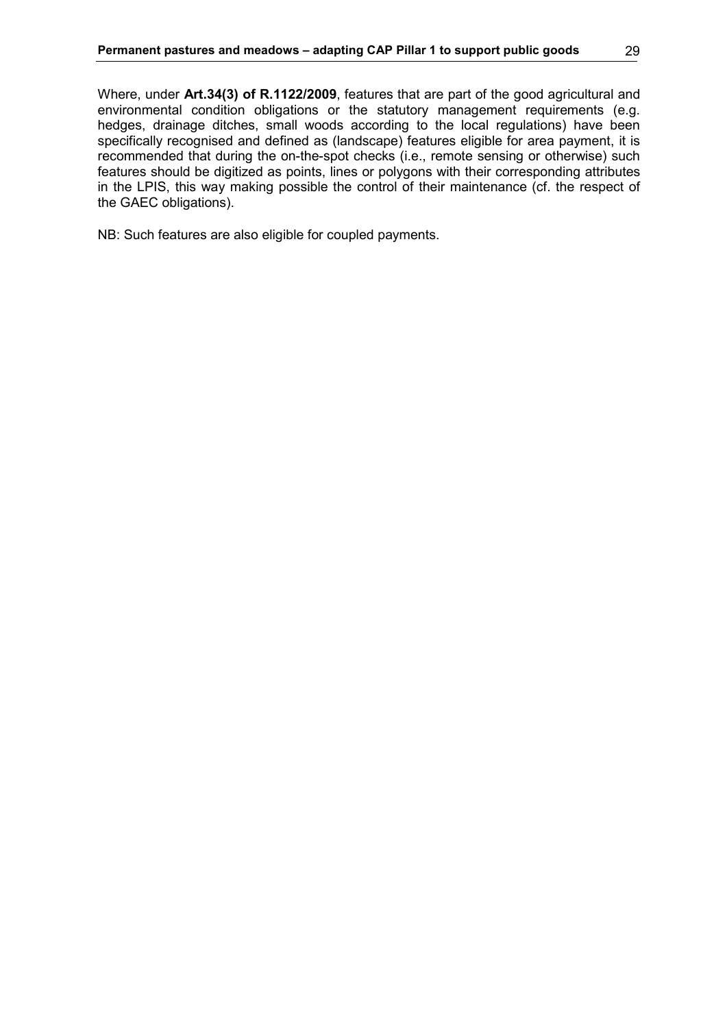Where, under **Art.34(3) of R.1122/2009**, features that are part of the good agricultural and environmental condition obligations or the statutory management requirements (e.g. hedges, drainage ditches, small woods according to the local regulations) have been specifically recognised and defined as (landscape) features eligible for area payment, it is recommended that during the on-the-spot checks (i.e., remote sensing or otherwise) such features should be digitized as points, lines or polygons with their corresponding attributes in the LPIS, this way making possible the control of their maintenance (cf. the respect of the GAEC obligations).

NB: Such features are also eligible for coupled payments.